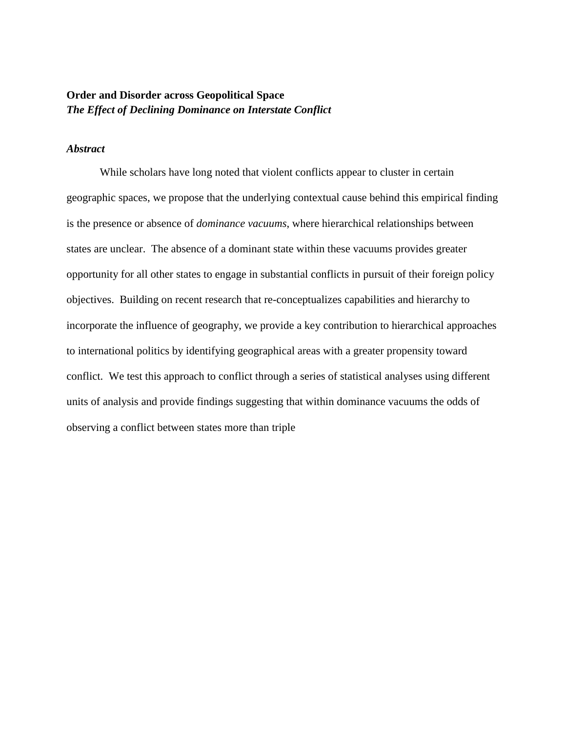**Order and Disorder across Geopolitical Space**
***The Effect of Declining Dominance on Interstate Conflict***

***Abstract***

While scholars have long noted that violent conflicts appear to cluster in certain geographic spaces, we propose that the underlying contextual cause behind this empirical finding is the presence or absence of *dominance vacuums*, where hierarchical relationships between states are unclear. The absence of a dominant state within these vacuums provides greater opportunity for all other states to engage in substantial conflicts in pursuit of their foreign policy objectives. Building on recent research that re-conceptualizes capabilities and hierarchy to incorporate the influence of geography, we provide a key contribution to hierarchical approaches to international politics by identifying geographical areas with a greater propensity toward conflict. We test this approach to conflict through a series of statistical analyses using different units of analysis and provide findings suggesting that within dominance vacuums the odds of observing a conflict between states more than triple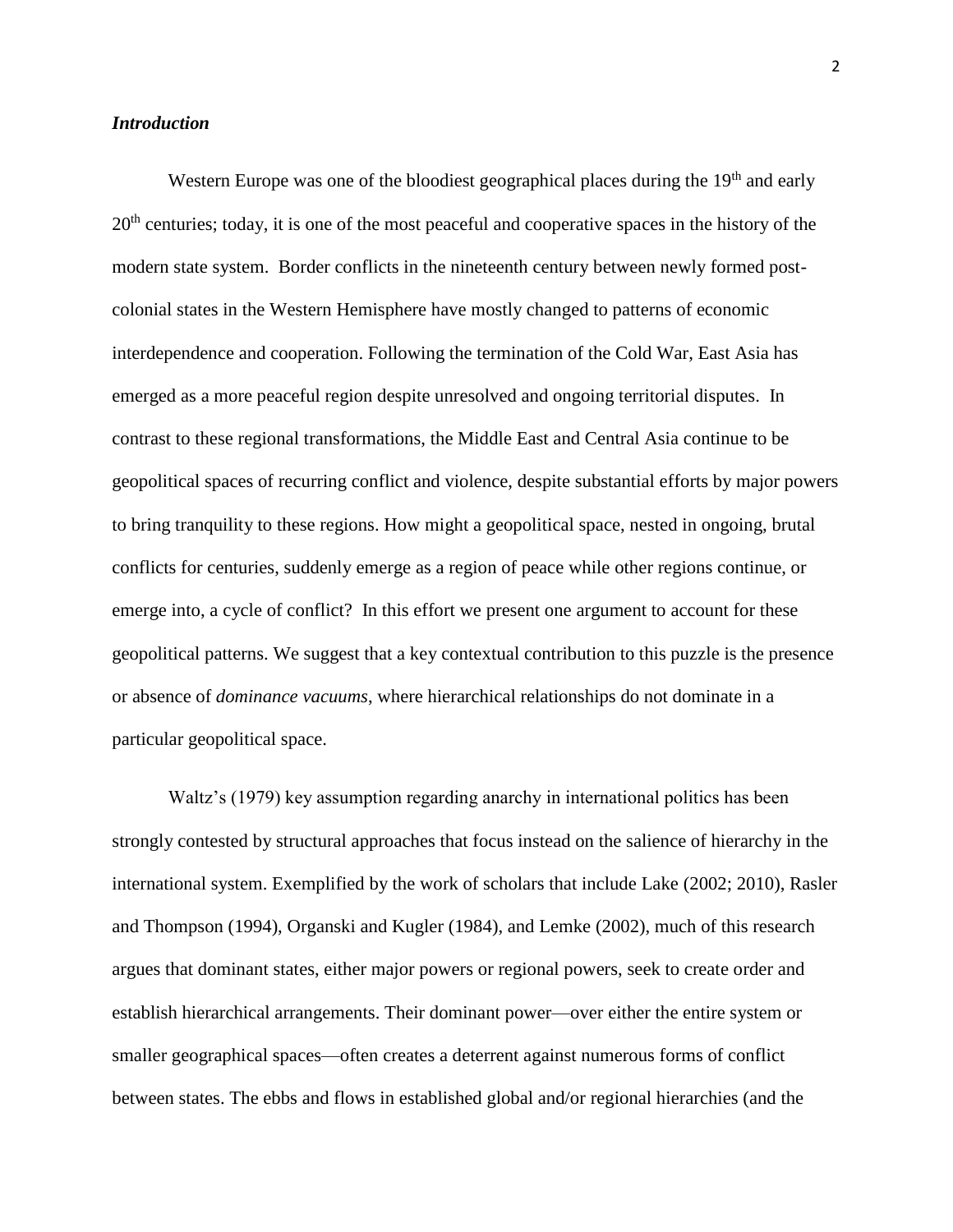### *Introduction*

Western Europe was one of the bloodiest geographical places during the 19th and early 20th centuries; today, it is one of the most peaceful and cooperative spaces in the history of the modern state system. Border conflicts in the nineteenth century between newly formed post-colonial states in the Western Hemisphere have mostly changed to patterns of economic interdependence and cooperation. Following the termination of the Cold War, East Asia has emerged as a more peaceful region despite unresolved and ongoing territorial disputes. In contrast to these regional transformations, the Middle East and Central Asia continue to be geopolitical spaces of recurring conflict and violence, despite substantial efforts by major powers to bring tranquility to these regions. How might a geopolitical space, nested in ongoing, brutal conflicts for centuries, suddenly emerge as a region of peace while other regions continue, or emerge into, a cycle of conflict? In this effort we present one argument to account for these geopolitical patterns. We suggest that a key contextual contribution to this puzzle is the presence or absence of *dominance vacuums*, where hierarchical relationships do not dominate in a particular geopolitical space.

Waltz's (1979) key assumption regarding anarchy in international politics has been strongly contested by structural approaches that focus instead on the salience of hierarchy in the international system. Exemplified by the work of scholars that include Lake (2002; 2010), Rasler and Thompson (1994), Organski and Kugler (1984), and Lemke (2002), much of this research argues that dominant states, either major powers or regional powers, seek to create order and establish hierarchical arrangements. Their dominant power—over either the entire system or smaller geographical spaces—often creates a deterrent against numerous forms of conflict between states. The ebbs and flows in established global and/or regional hierarchies (and the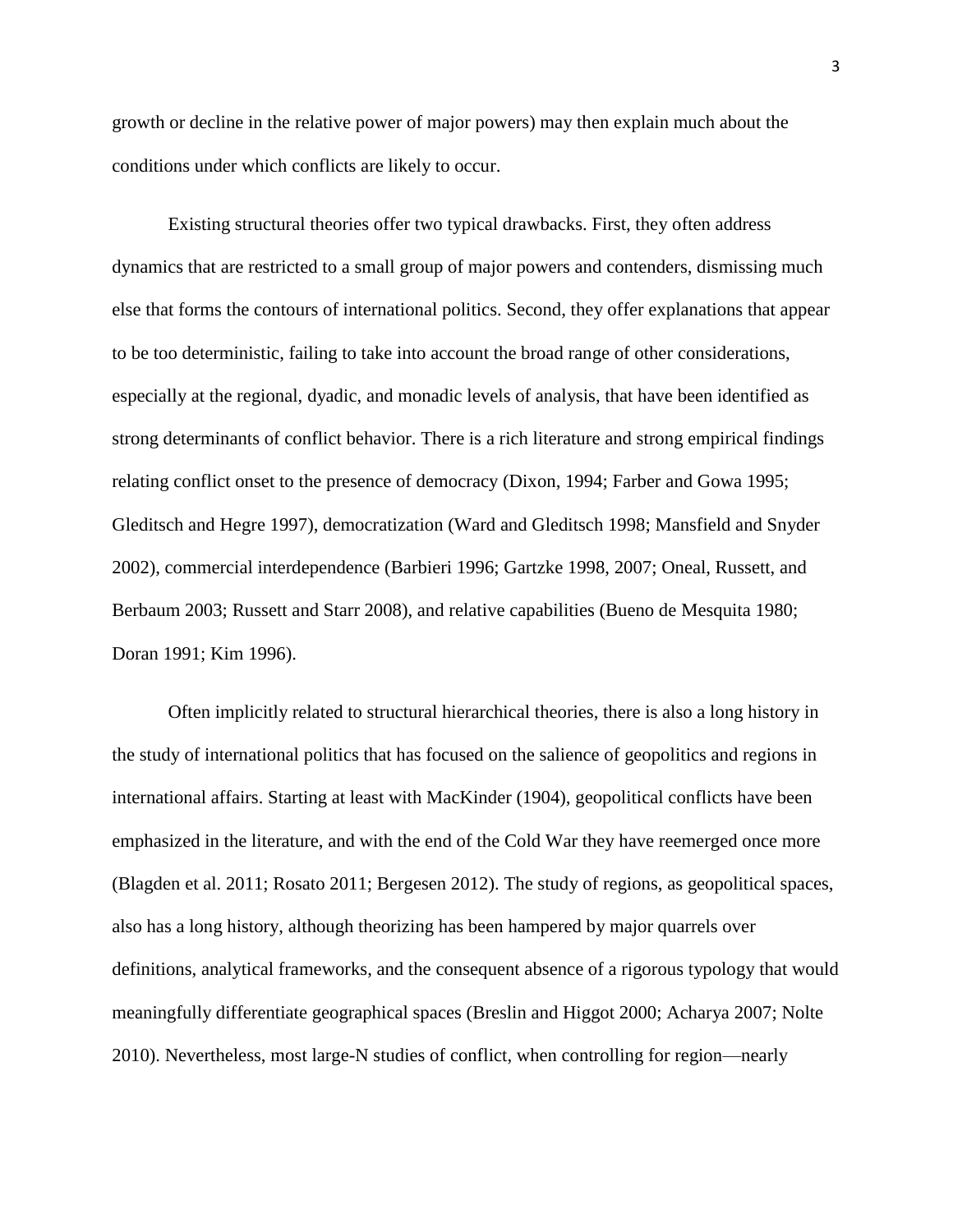growth or decline in the relative power of major powers) may then explain much about the conditions under which conflicts are likely to occur.

Existing structural theories offer two typical drawbacks. First, they often address dynamics that are restricted to a small group of major powers and contenders, dismissing much else that forms the contours of international politics. Second, they offer explanations that appear to be too deterministic, failing to take into account the broad range of other considerations, especially at the regional, dyadic, and monadic levels of analysis, that have been identified as strong determinants of conflict behavior. There is a rich literature and strong empirical findings relating conflict onset to the presence of democracy (Dixon, 1994; Farber and Gowa 1995; Gleditsch and Hegre 1997), democratization (Ward and Gleditsch 1998; Mansfield and Snyder 2002), commercial interdependence (Barbieri 1996; Gartzke 1998, 2007; Oneal, Russett, and Berbaum 2003; Russett and Starr 2008), and relative capabilities (Bueno de Mesquita 1980; Doran 1991; Kim 1996).

Often implicitly related to structural hierarchical theories, there is also a long history in the study of international politics that has focused on the salience of geopolitics and regions in international affairs. Starting at least with MacKinder (1904), geopolitical conflicts have been emphasized in the literature, and with the end of the Cold War they have reemerged once more (Blagden et al. 2011; Rosato 2011; Bergesen 2012). The study of regions, as geopolitical spaces, also has a long history, although theorizing has been hampered by major quarrels over definitions, analytical frameworks, and the consequent absence of a rigorous typology that would meaningfully differentiate geographical spaces (Breslin and Higgot 2000; Acharya 2007; Nolte 2010). Nevertheless, most large-N studies of conflict, when controlling for region—nearly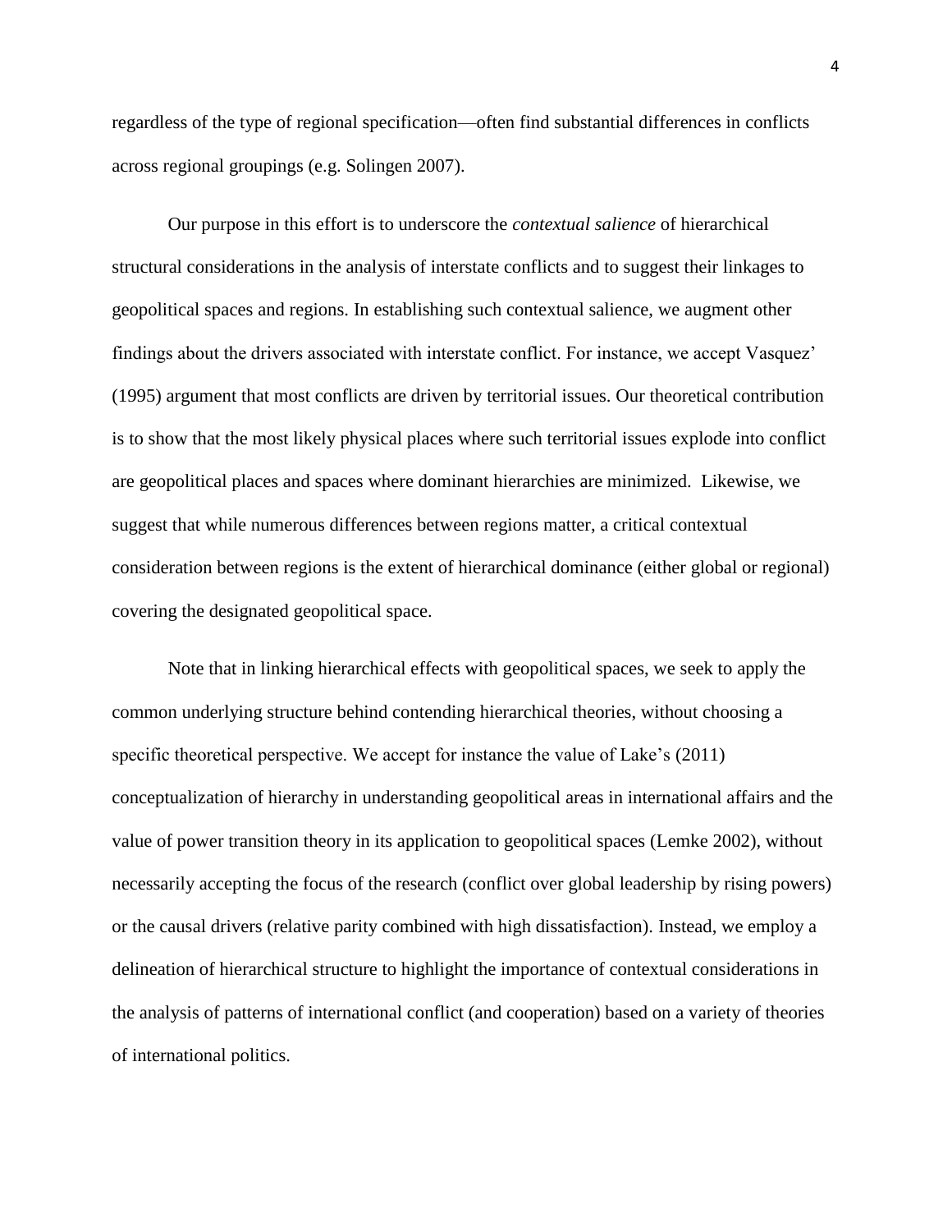regardless of the type of regional specification—often find substantial differences in conflicts across regional groupings (e.g. Solingen 2007).

Our purpose in this effort is to underscore the *contextual salience* of hierarchical structural considerations in the analysis of interstate conflicts and to suggest their linkages to geopolitical spaces and regions. In establishing such contextual salience, we augment other findings about the drivers associated with interstate conflict. For instance, we accept Vasquez' (1995) argument that most conflicts are driven by territorial issues. Our theoretical contribution is to show that the most likely physical places where such territorial issues explode into conflict are geopolitical places and spaces where dominant hierarchies are minimized. Likewise, we suggest that while numerous differences between regions matter, a critical contextual consideration between regions is the extent of hierarchical dominance (either global or regional) covering the designated geopolitical space.

Note that in linking hierarchical effects with geopolitical spaces, we seek to apply the common underlying structure behind contending hierarchical theories, without choosing a specific theoretical perspective. We accept for instance the value of Lake's (2011) conceptualization of hierarchy in understanding geopolitical areas in international affairs and the value of power transition theory in its application to geopolitical spaces (Lemke 2002), without necessarily accepting the focus of the research (conflict over global leadership by rising powers) or the causal drivers (relative parity combined with high dissatisfaction). Instead, we employ a delineation of hierarchical structure to highlight the importance of contextual considerations in the analysis of patterns of international conflict (and cooperation) based on a variety of theories of international politics.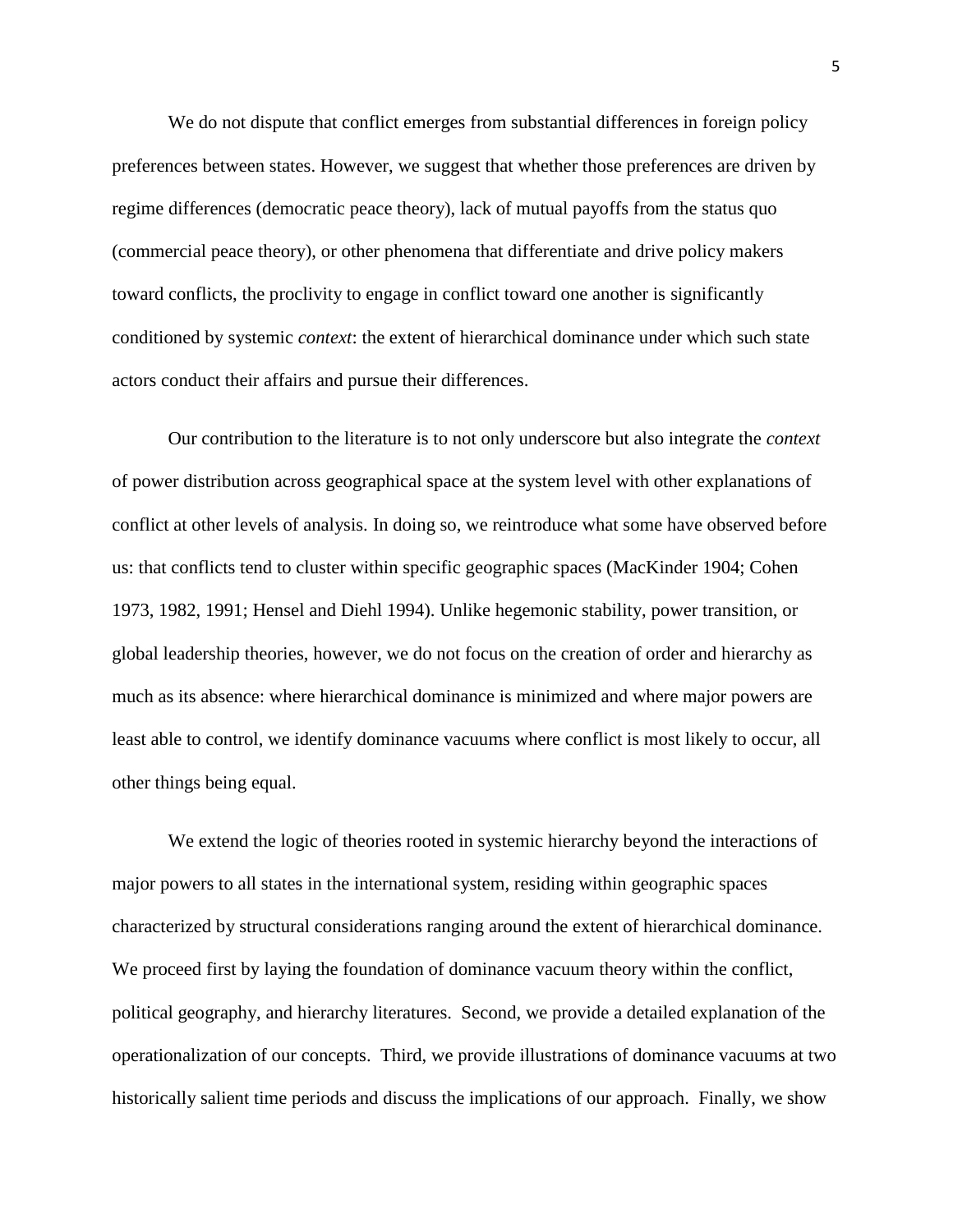We do not dispute that conflict emerges from substantial differences in foreign policy preferences between states. However, we suggest that whether those preferences are driven by regime differences (democratic peace theory), lack of mutual payoffs from the status quo (commercial peace theory), or other phenomena that differentiate and drive policy makers toward conflicts, the proclivity to engage in conflict toward one another is significantly conditioned by systemic *context*: the extent of hierarchical dominance under which such state actors conduct their affairs and pursue their differences.

Our contribution to the literature is to not only underscore but also integrate the *context* of power distribution across geographical space at the system level with other explanations of conflict at other levels of analysis. In doing so, we reintroduce what some have observed before us: that conflicts tend to cluster within specific geographic spaces (MacKinder 1904; Cohen 1973, 1982, 1991; Hensel and Diehl 1994). Unlike hegemonic stability, power transition, or global leadership theories, however, we do not focus on the creation of order and hierarchy as much as its absence: where hierarchical dominance is minimized and where major powers are least able to control, we identify dominance vacuums where conflict is most likely to occur, all other things being equal.

We extend the logic of theories rooted in systemic hierarchy beyond the interactions of major powers to all states in the international system, residing within geographic spaces characterized by structural considerations ranging around the extent of hierarchical dominance. We proceed first by laying the foundation of dominance vacuum theory within the conflict, political geography, and hierarchy literatures. Second, we provide a detailed explanation of the operationalization of our concepts. Third, we provide illustrations of dominance vacuums at two historically salient time periods and discuss the implications of our approach. Finally, we show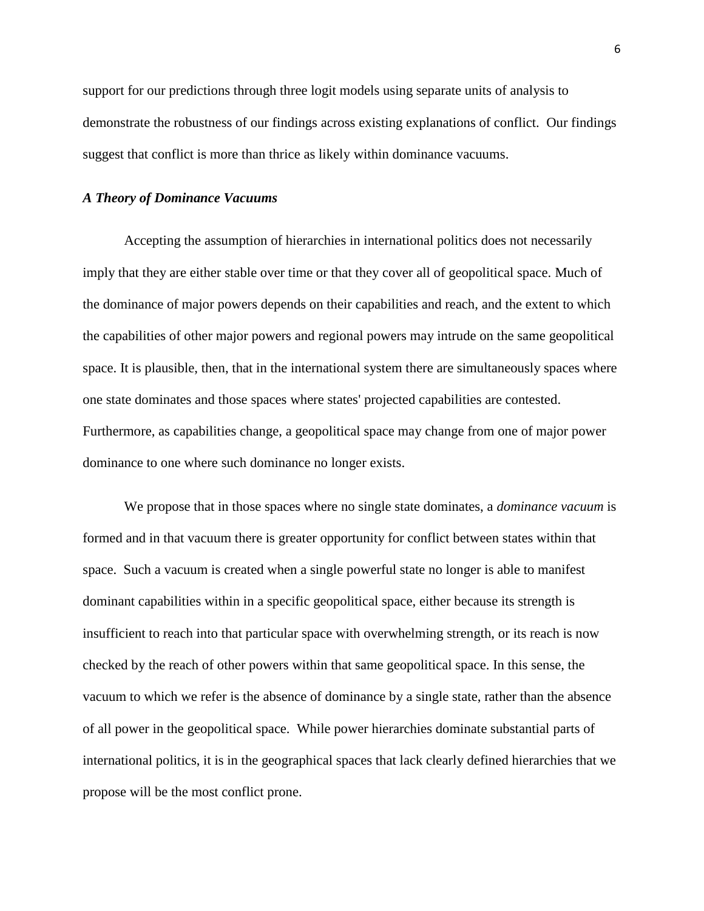support for our predictions through three logit models using separate units of analysis to demonstrate the robustness of our findings across existing explanations of conflict. Our findings suggest that conflict is more than thrice as likely within dominance vacuums.

### *A Theory of Dominance Vacuums*

Accepting the assumption of hierarchies in international politics does not necessarily imply that they are either stable over time or that they cover all of geopolitical space. Much of the dominance of major powers depends on their capabilities and reach, and the extent to which the capabilities of other major powers and regional powers may intrude on the same geopolitical space. It is plausible, then, that in the international system there are simultaneously spaces where one state dominates and those spaces where states' projected capabilities are contested. Furthermore, as capabilities change, a geopolitical space may change from one of major power dominance to one where such dominance no longer exists.

We propose that in those spaces where no single state dominates, a *dominance vacuum* is formed and in that vacuum there is greater opportunity for conflict between states within that space. Such a vacuum is created when a single powerful state no longer is able to manifest dominant capabilities within in a specific geopolitical space, either because its strength is insufficient to reach into that particular space with overwhelming strength, or its reach is now checked by the reach of other powers within that same geopolitical space. In this sense, the vacuum to which we refer is the absence of dominance by a single state, rather than the absence of all power in the geopolitical space. While power hierarchies dominate substantial parts of international politics, it is in the geographical spaces that lack clearly defined hierarchies that we propose will be the most conflict prone.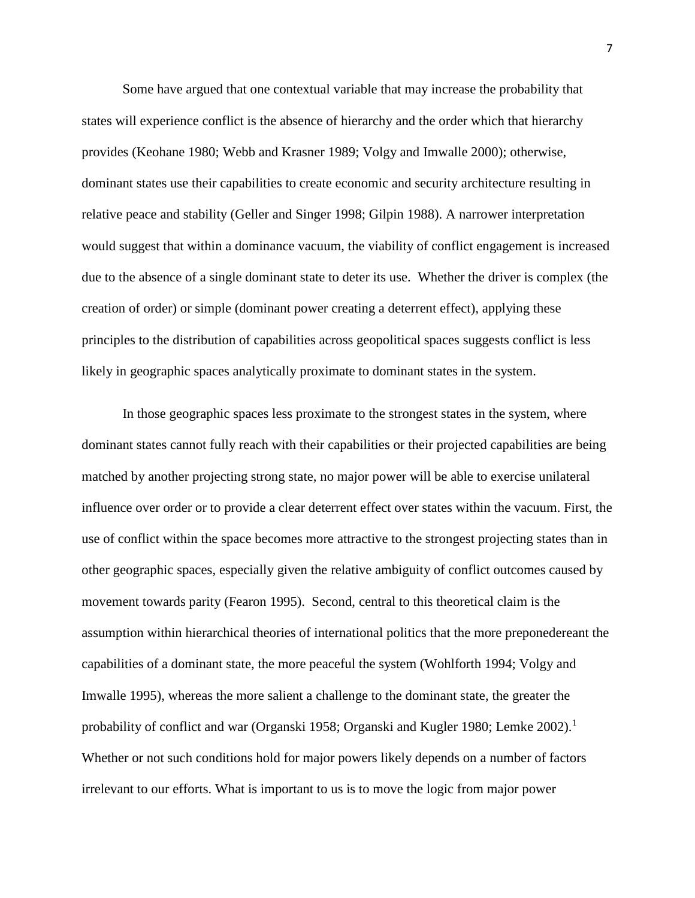Some have argued that one contextual variable that may increase the probability that states will experience conflict is the absence of hierarchy and the order which that hierarchy provides (Keohane 1980; Webb and Krasner 1989; Volgy and Imwalle 2000); otherwise, dominant states use their capabilities to create economic and security architecture resulting in relative peace and stability (Geller and Singer 1998; Gilpin 1988). A narrower interpretation would suggest that within a dominance vacuum, the viability of conflict engagement is increased due to the absence of a single dominant state to deter its use. Whether the driver is complex (the creation of order) or simple (dominant power creating a deterrent effect), applying these principles to the distribution of capabilities across geopolitical spaces suggests conflict is less likely in geographic spaces analytically proximate to dominant states in the system.

In those geographic spaces less proximate to the strongest states in the system, where dominant states cannot fully reach with their capabilities or their projected capabilities are being matched by another projecting strong state, no major power will be able to exercise unilateral influence over order or to provide a clear deterrent effect over states within the vacuum. First, the use of conflict within the space becomes more attractive to the strongest projecting states than in other geographic spaces, especially given the relative ambiguity of conflict outcomes caused by movement towards parity (Fearon 1995). Second, central to this theoretical claim is the assumption within hierarchical theories of international politics that the more preponedereant the capabilities of a dominant state, the more peaceful the system (Wohlforth 1994; Volgy and Imwalle 1995), whereas the more salient a challenge to the dominant state, the greater the probability of conflict and war (Organski 1958; Organski and Kugler 1980; Lemke 2002).[1] Whether or not such conditions hold for major powers likely depends on a number of factors irrelevant to our efforts. What is important to us is to move the logic from major power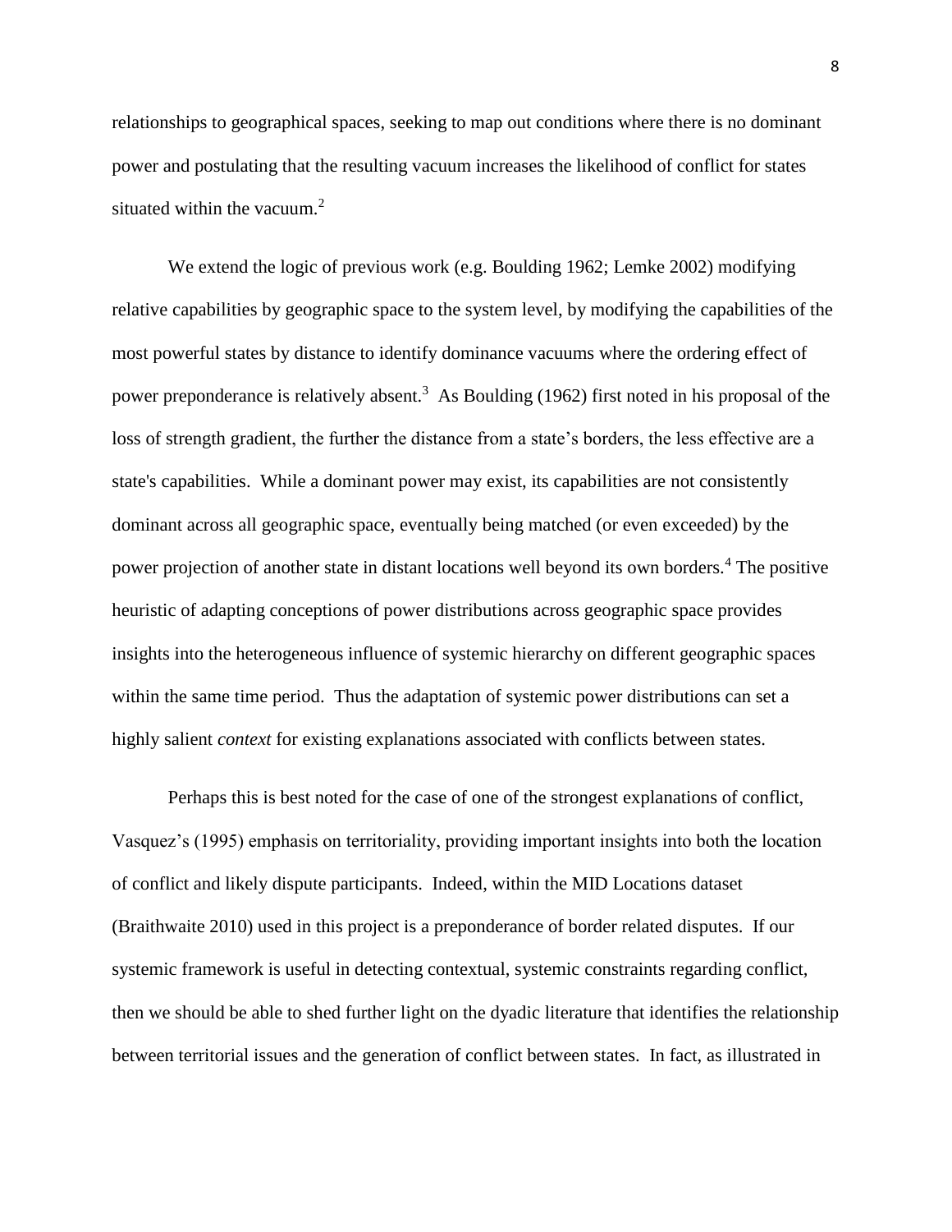relationships to geographical spaces, seeking to map out conditions where there is no dominant power and postulating that the resulting vacuum increases the likelihood of conflict for states situated within the vacuum.[2]

We extend the logic of previous work (e.g. Boulding 1962; Lemke 2002) modifying relative capabilities by geographic space to the system level, by modifying the capabilities of the most powerful states by distance to identify dominance vacuums where the ordering effect of power preponderance is relatively absent.[3] As Boulding (1962) first noted in his proposal of the loss of strength gradient, the further the distance from a state's borders, the less effective are a state's capabilities. While a dominant power may exist, its capabilities are not consistently dominant across all geographic space, eventually being matched (or even exceeded) by the power projection of another state in distant locations well beyond its own borders.[4] The positive heuristic of adapting conceptions of power distributions across geographic space provides insights into the heterogeneous influence of systemic hierarchy on different geographic spaces within the same time period. Thus the adaptation of systemic power distributions can set a highly salient *context* for existing explanations associated with conflicts between states.

Perhaps this is best noted for the case of one of the strongest explanations of conflict, Vasquez's (1995) emphasis on territoriality, providing important insights into both the location of conflict and likely dispute participants. Indeed, within the MID Locations dataset (Braithwaite 2010) used in this project is a preponderance of border related disputes. If our systemic framework is useful in detecting contextual, systemic constraints regarding conflict, then we should be able to shed further light on the dyadic literature that identifies the relationship between territorial issues and the generation of conflict between states. In fact, as illustrated in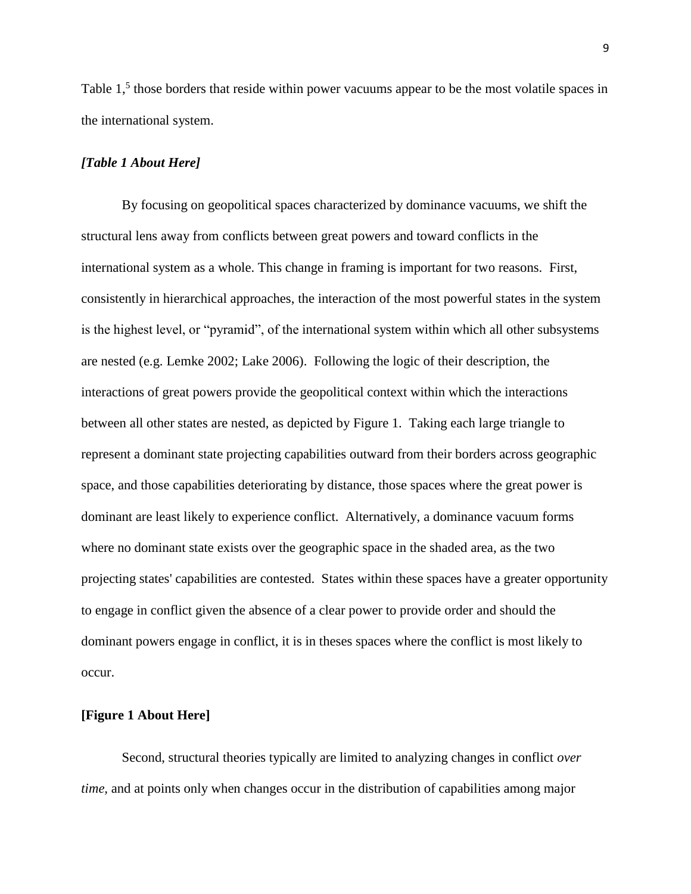Table 1,[5] those borders that reside within power vacuums appear to be the most volatile spaces in the international system.

***[Table 1 About Here]***

By focusing on geopolitical spaces characterized by dominance vacuums, we shift the structural lens away from conflicts between great powers and toward conflicts in the international system as a whole. This change in framing is important for two reasons. First, consistently in hierarchical approaches, the interaction of the most powerful states in the system is the highest level, or "pyramid", of the international system within which all other subsystems are nested (e.g. Lemke 2002; Lake 2006). Following the logic of their description, the interactions of great powers provide the geopolitical context within which the interactions between all other states are nested, as depicted by Figure 1. Taking each large triangle to represent a dominant state projecting capabilities outward from their borders across geographic space, and those capabilities deteriorating by distance, those spaces where the great power is dominant are least likely to experience conflict. Alternatively, a dominance vacuum forms where no dominant state exists over the geographic space in the shaded area, as the two projecting states' capabilities are contested. States within these spaces have a greater opportunity to engage in conflict given the absence of a clear power to provide order and should the dominant powers engage in conflict, it is in theses spaces where the conflict is most likely to occur.

**[Figure 1 About Here]**

Second, structural theories typically are limited to analyzing changes in conflict *over time,* and at points only when changes occur in the distribution of capabilities among major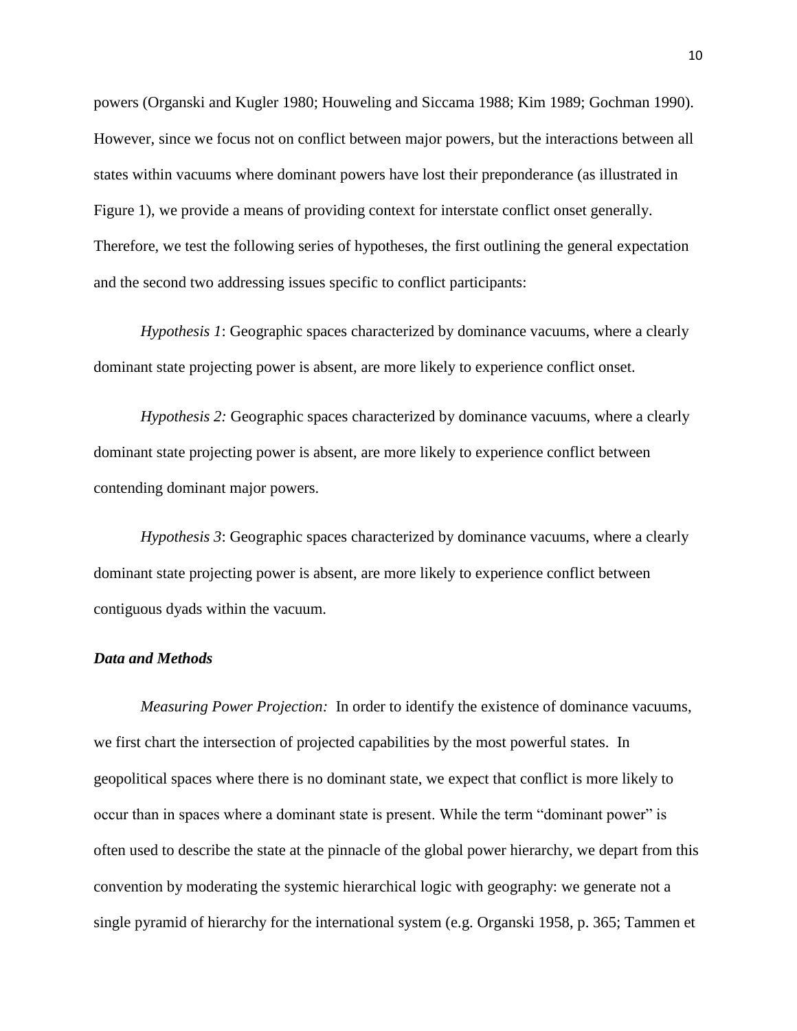powers (Organski and Kugler 1980; Houweling and Siccama 1988; Kim 1989; Gochman 1990). However, since we focus not on conflict between major powers, but the interactions between all states within vacuums where dominant powers have lost their preponderance (as illustrated in Figure 1), we provide a means of providing context for interstate conflict onset generally. Therefore, we test the following series of hypotheses, the first outlining the general expectation and the second two addressing issues specific to conflict participants:

*Hypothesis 1*: Geographic spaces characterized by dominance vacuums, where a clearly dominant state projecting power is absent, are more likely to experience conflict onset.

*Hypothesis 2:* Geographic spaces characterized by dominance vacuums, where a clearly dominant state projecting power is absent, are more likely to experience conflict between contending dominant major powers.

*Hypothesis 3*: Geographic spaces characterized by dominance vacuums, where a clearly dominant state projecting power is absent, are more likely to experience conflict between contiguous dyads within the vacuum.

### *Data and Methods*

*Measuring Power Projection:* In order to identify the existence of dominance vacuums, we first chart the intersection of projected capabilities by the most powerful states. In geopolitical spaces where there is no dominant state, we expect that conflict is more likely to occur than in spaces where a dominant state is present. While the term "dominant power" is often used to describe the state at the pinnacle of the global power hierarchy, we depart from this convention by moderating the systemic hierarchical logic with geography: we generate not a single pyramid of hierarchy for the international system (e.g. Organski 1958, p. 365; Tammen et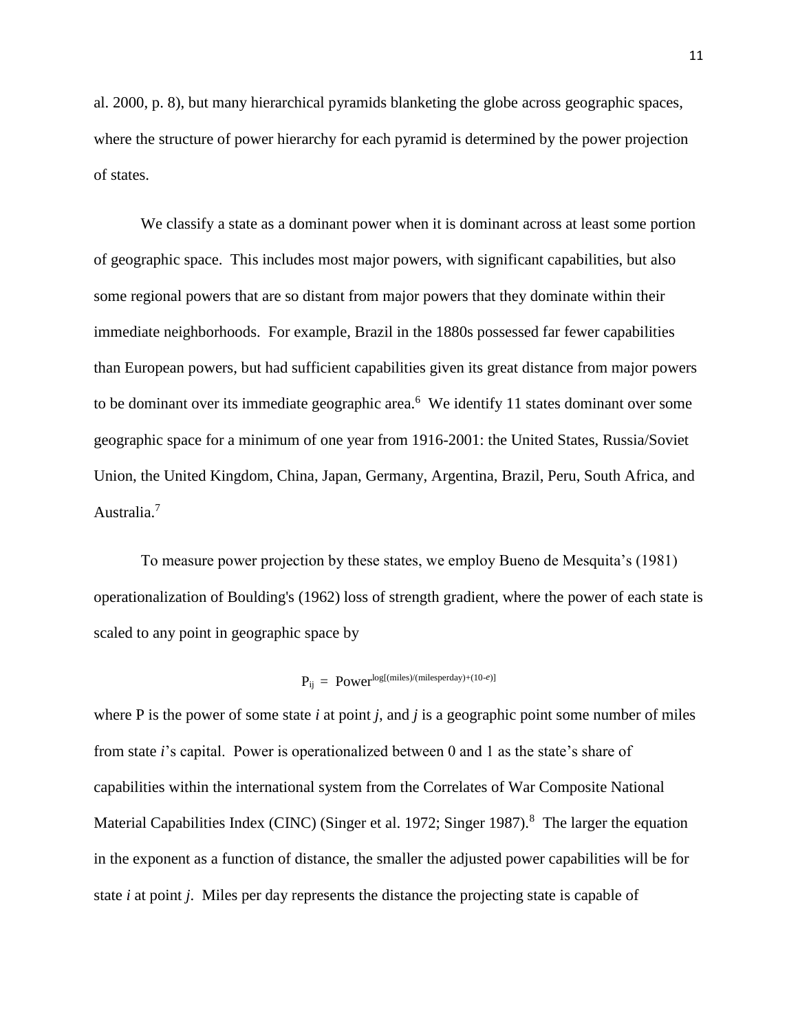al. 2000, p. 8), but many hierarchical pyramids blanketing the globe across geographic spaces, where the structure of power hierarchy for each pyramid is determined by the power projection of states.

We classify a state as a dominant power when it is dominant across at least some portion of geographic space. This includes most major powers, with significant capabilities, but also some regional powers that are so distant from major powers that they dominate within their immediate neighborhoods. For example, Brazil in the 1880s possessed far fewer capabilities than European powers, but had sufficient capabilities given its great distance from major powers to be dominant over its immediate geographic area.[6] We identify 11 states dominant over some geographic space for a minimum of one year from 1916-2001: the United States, Russia/Soviet Union, the United Kingdom, China, Japan, Germany, Argentina, Brazil, Peru, South Africa, and Australia.[7]

To measure power projection by these states, we employ Bueno de Mesquita's (1981) operationalization of Boulding's (1962) loss of strength gradient, where the power of each state is scaled to any point in geographic space by

$$P_{ij} = \text{Power}^{\log[(\text{miles})/(\text{milesperday})+(10-e)]}$$

where P is the power of some state *i* at point *j*, and *j* is a geographic point some number of miles from state *i*'s capital. Power is operationalized between 0 and 1 as the state's share of capabilities within the international system from the Correlates of War Composite National Material Capabilities Index (CINC) (Singer et al. 1972; Singer 1987).[8] The larger the equation in the exponent as a function of distance, the smaller the adjusted power capabilities will be for state *i* at point *j*. Miles per day represents the distance the projecting state is capable of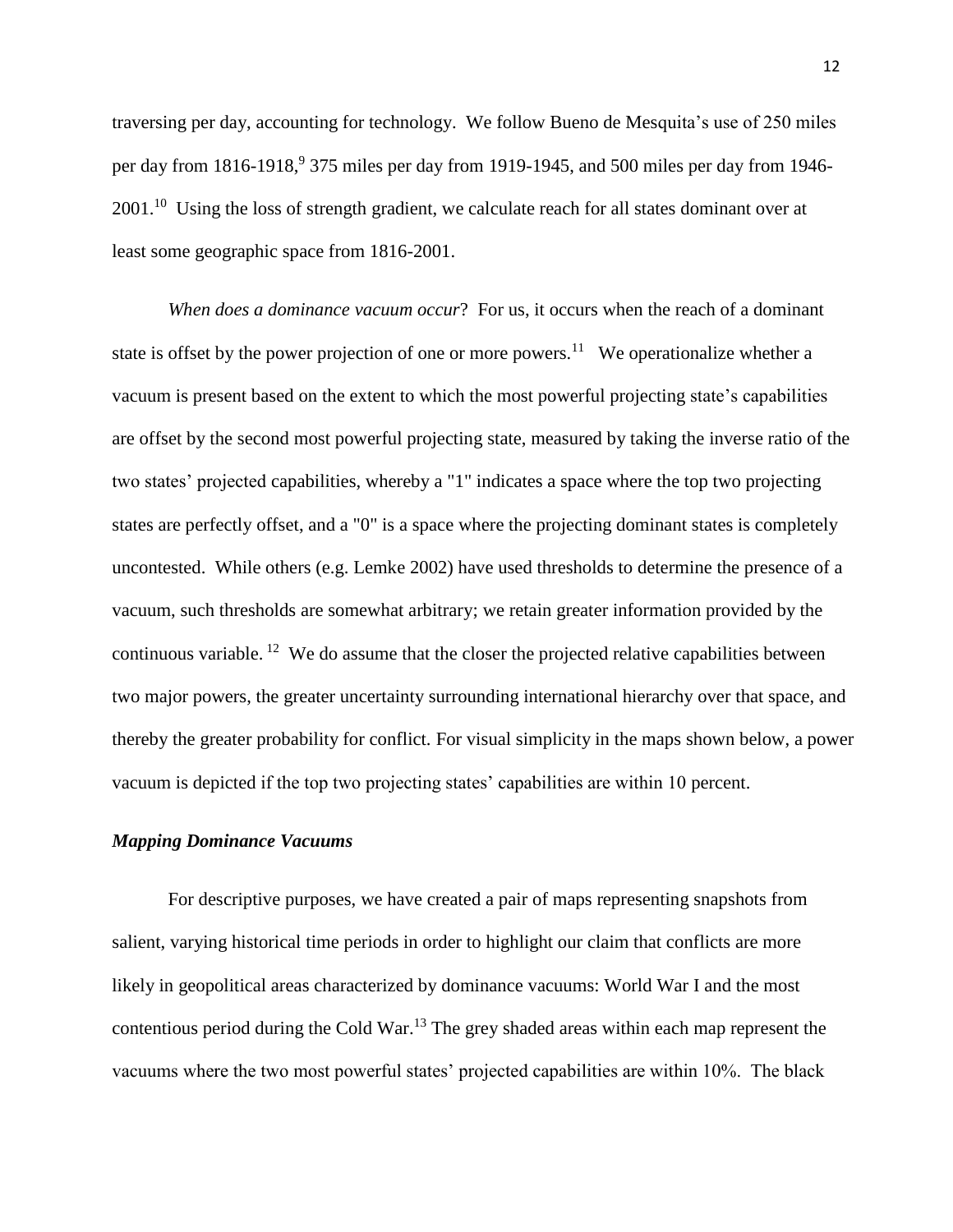traversing per day, accounting for technology. We follow Bueno de Mesquita's use of 250 miles per day from 1816-1918,[9] 375 miles per day from 1919-1945, and 500 miles per day from 1946-2001.[10] Using the loss of strength gradient, we calculate reach for all states dominant over at least some geographic space from 1816-2001.

*When does a dominance vacuum occur*? For us, it occurs when the reach of a dominant state is offset by the power projection of one or more powers.[11] We operationalize whether a vacuum is present based on the extent to which the most powerful projecting state's capabilities are offset by the second most powerful projecting state, measured by taking the inverse ratio of the two states' projected capabilities, whereby a "1" indicates a space where the top two projecting states are perfectly offset, and a "0" is a space where the projecting dominant states is completely uncontested. While others (e.g. Lemke 2002) have used thresholds to determine the presence of a vacuum, such thresholds are somewhat arbitrary; we retain greater information provided by the continuous variable.[12] We do assume that the closer the projected relative capabilities between two major powers, the greater uncertainty surrounding international hierarchy over that space, and thereby the greater probability for conflict. For visual simplicity in the maps shown below, a power vacuum is depicted if the top two projecting states' capabilities are within 10 percent.

### *Mapping Dominance Vacuums*

For descriptive purposes, we have created a pair of maps representing snapshots from salient, varying historical time periods in order to highlight our claim that conflicts are more likely in geopolitical areas characterized by dominance vacuums: World War I and the most contentious period during the Cold War.[13] The grey shaded areas within each map represent the vacuums where the two most powerful states' projected capabilities are within 10%. The black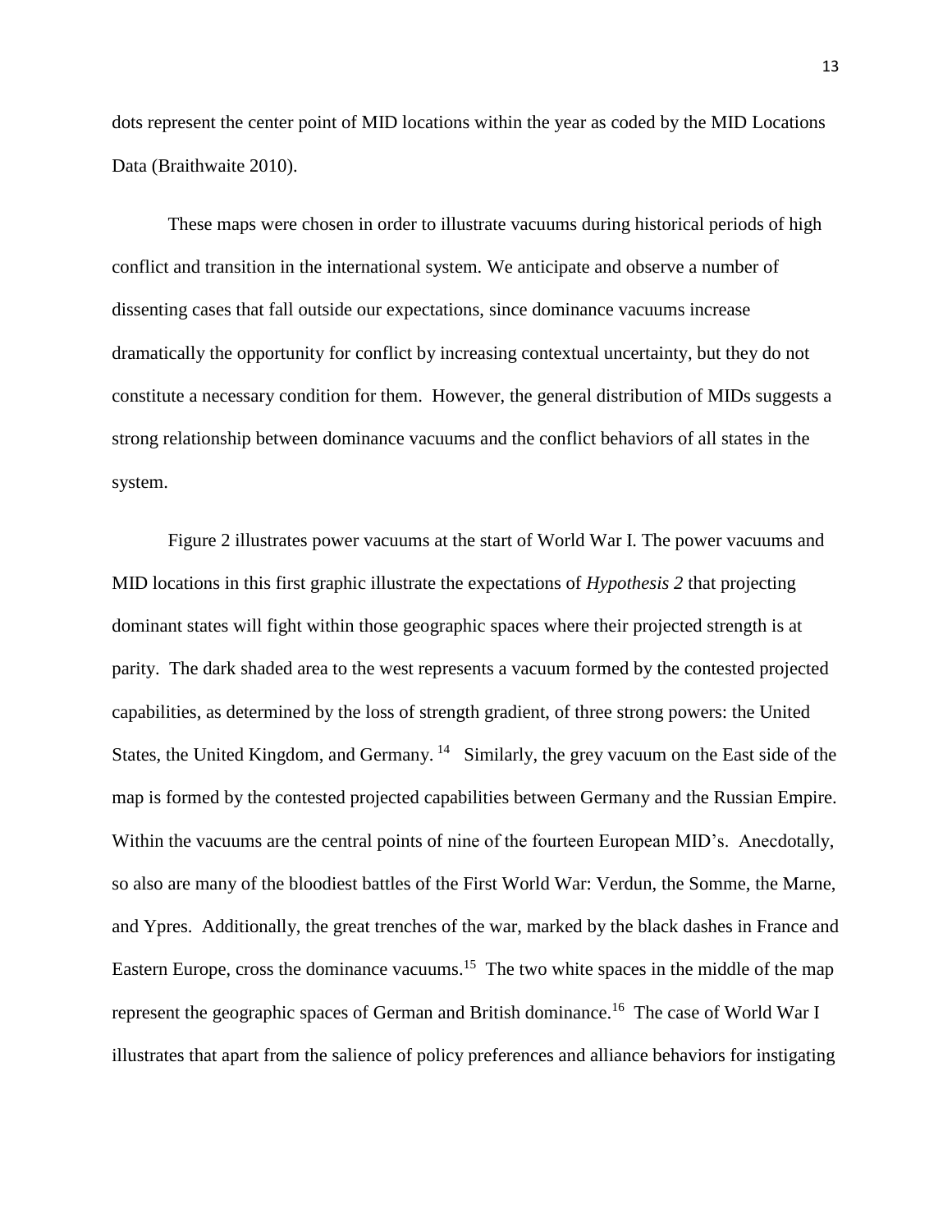dots represent the center point of MID locations within the year as coded by the MID Locations Data (Braithwaite 2010).

These maps were chosen in order to illustrate vacuums during historical periods of high conflict and transition in the international system. We anticipate and observe a number of dissenting cases that fall outside our expectations, since dominance vacuums increase dramatically the opportunity for conflict by increasing contextual uncertainty, but they do not constitute a necessary condition for them. However, the general distribution of MIDs suggests a strong relationship between dominance vacuums and the conflict behaviors of all states in the system.

Figure 2 illustrates power vacuums at the start of World War I. The power vacuums and MID locations in this first graphic illustrate the expectations of *Hypothesis 2* that projecting dominant states will fight within those geographic spaces where their projected strength is at parity. The dark shaded area to the west represents a vacuum formed by the contested projected capabilities, as determined by the loss of strength gradient, of three strong powers: the United States, the United Kingdom, and Germany. [14] Similarly, the grey vacuum on the East side of the map is formed by the contested projected capabilities between Germany and the Russian Empire. Within the vacuums are the central points of nine of the fourteen European MID's. Anecdotally, so also are many of the bloodiest battles of the First World War: Verdun, the Somme, the Marne, and Ypres. Additionally, the great trenches of the war, marked by the black dashes in France and Eastern Europe, cross the dominance vacuums.[15] The two white spaces in the middle of the map represent the geographic spaces of German and British dominance.[16] The case of World War I illustrates that apart from the salience of policy preferences and alliance behaviors for instigating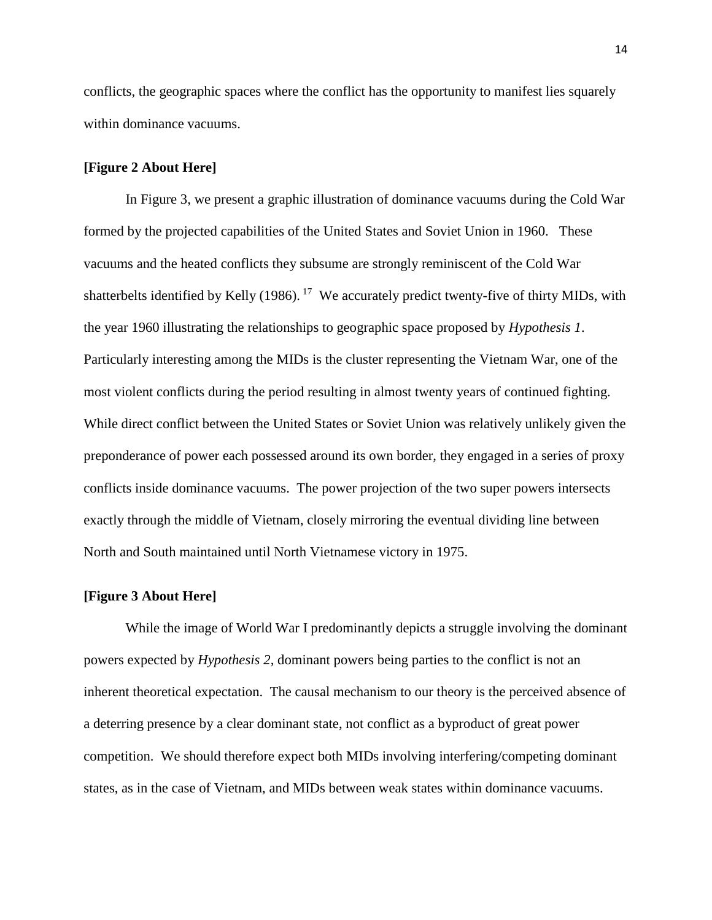conflicts, the geographic spaces where the conflict has the opportunity to manifest lies squarely within dominance vacuums.

**[Figure 2 About Here]**

In Figure 3, we present a graphic illustration of dominance vacuums during the Cold War formed by the projected capabilities of the United States and Soviet Union in 1960. These vacuums and the heated conflicts they subsume are strongly reminiscent of the Cold War shatterbelts identified by Kelly (1986). [17] We accurately predict twenty-five of thirty MIDs, with the year 1960 illustrating the relationships to geographic space proposed by *Hypothesis 1*. Particularly interesting among the MIDs is the cluster representing the Vietnam War, one of the most violent conflicts during the period resulting in almost twenty years of continued fighting. While direct conflict between the United States or Soviet Union was relatively unlikely given the preponderance of power each possessed around its own border, they engaged in a series of proxy conflicts inside dominance vacuums. The power projection of the two super powers intersects exactly through the middle of Vietnam, closely mirroring the eventual dividing line between North and South maintained until North Vietnamese victory in 1975.

**[Figure 3 About Here]**

While the image of World War I predominantly depicts a struggle involving the dominant powers expected by *Hypothesis 2*, dominant powers being parties to the conflict is not an inherent theoretical expectation. The causal mechanism to our theory is the perceived absence of a deterring presence by a clear dominant state, not conflict as a byproduct of great power competition. We should therefore expect both MIDs involving interfering/competing dominant states, as in the case of Vietnam, and MIDs between weak states within dominance vacuums.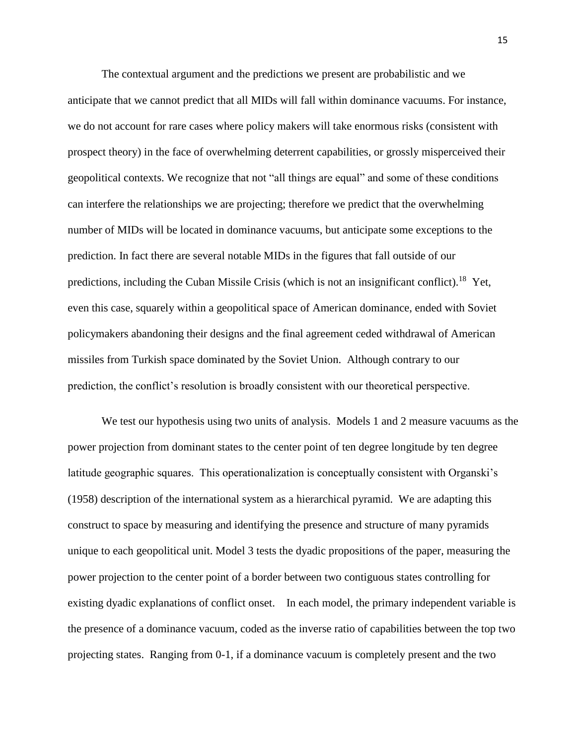The contextual argument and the predictions we present are probabilistic and we anticipate that we cannot predict that all MIDs will fall within dominance vacuums. For instance, we do not account for rare cases where policy makers will take enormous risks (consistent with prospect theory) in the face of overwhelming deterrent capabilities, or grossly misperceived their geopolitical contexts. We recognize that not "all things are equal" and some of these conditions can interfere the relationships we are projecting; therefore we predict that the overwhelming number of MIDs will be located in dominance vacuums, but anticipate some exceptions to the prediction. In fact there are several notable MIDs in the figures that fall outside of our predictions, including the Cuban Missile Crisis (which is not an insignificant conflict).[18] Yet, even this case, squarely within a geopolitical space of American dominance, ended with Soviet policymakers abandoning their designs and the final agreement ceded withdrawal of American missiles from Turkish space dominated by the Soviet Union. Although contrary to our prediction, the conflict's resolution is broadly consistent with our theoretical perspective.

We test our hypothesis using two units of analysis. Models 1 and 2 measure vacuums as the power projection from dominant states to the center point of ten degree longitude by ten degree latitude geographic squares. This operationalization is conceptually consistent with Organski's (1958) description of the international system as a hierarchical pyramid. We are adapting this construct to space by measuring and identifying the presence and structure of many pyramids unique to each geopolitical unit. Model 3 tests the dyadic propositions of the paper, measuring the power projection to the center point of a border between two contiguous states controlling for existing dyadic explanations of conflict onset. In each model, the primary independent variable is the presence of a dominance vacuum, coded as the inverse ratio of capabilities between the top two projecting states. Ranging from 0-1, if a dominance vacuum is completely present and the two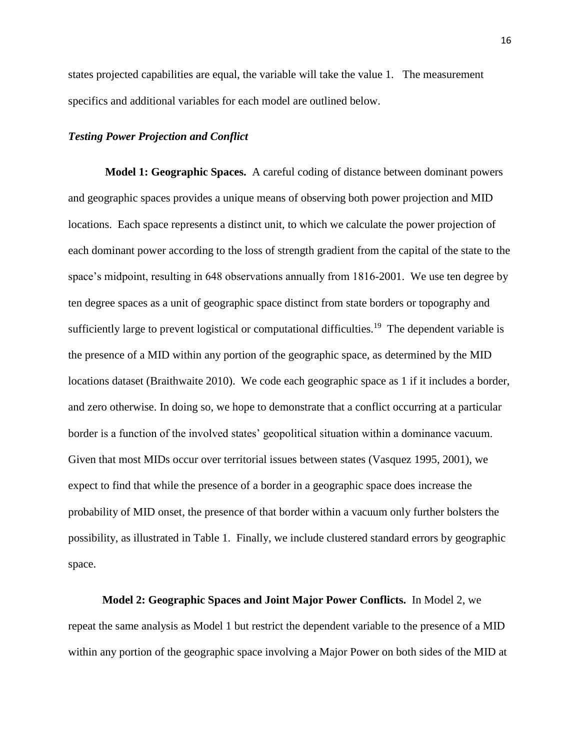states projected capabilities are equal, the variable will take the value 1. The measurement specifics and additional variables for each model are outlined below.

### *Testing Power Projection and Conflict*

**Model 1: Geographic Spaces.** A careful coding of distance between dominant powers and geographic spaces provides a unique means of observing both power projection and MID locations. Each space represents a distinct unit, to which we calculate the power projection of each dominant power according to the loss of strength gradient from the capital of the state to the space's midpoint, resulting in 648 observations annually from 1816-2001. We use ten degree by ten degree spaces as a unit of geographic space distinct from state borders or topography and sufficiently large to prevent logistical or computational difficulties.[19] The dependent variable is the presence of a MID within any portion of the geographic space, as determined by the MID locations dataset (Braithwaite 2010). We code each geographic space as 1 if it includes a border, and zero otherwise. In doing so, we hope to demonstrate that a conflict occurring at a particular border is a function of the involved states' geopolitical situation within a dominance vacuum. Given that most MIDs occur over territorial issues between states (Vasquez 1995, 2001), we expect to find that while the presence of a border in a geographic space does increase the probability of MID onset, the presence of that border within a vacuum only further bolsters the possibility, as illustrated in Table 1. Finally, we include clustered standard errors by geographic space.

**Model 2: Geographic Spaces and Joint Major Power Conflicts.** In Model 2, we repeat the same analysis as Model 1 but restrict the dependent variable to the presence of a MID within any portion of the geographic space involving a Major Power on both sides of the MID at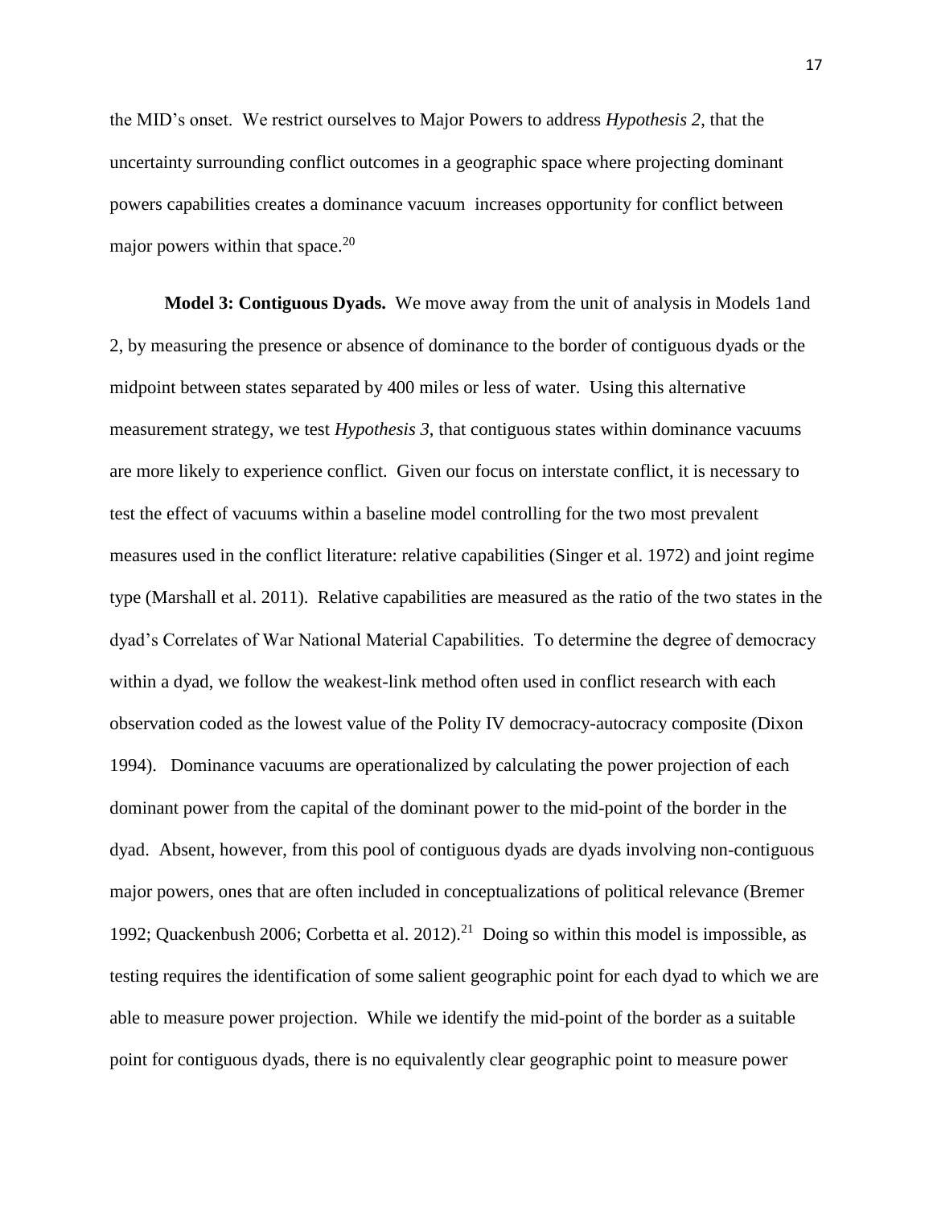the MID's onset. We restrict ourselves to Major Powers to address *Hypothesis 2*, that the uncertainty surrounding conflict outcomes in a geographic space where projecting dominant powers capabilities creates a dominance vacuum increases opportunity for conflict between major powers within that space.[20]

**Model 3: Contiguous Dyads.** We move away from the unit of analysis in Models 1and 2, by measuring the presence or absence of dominance to the border of contiguous dyads or the midpoint between states separated by 400 miles or less of water. Using this alternative measurement strategy, we test *Hypothesis 3*, that contiguous states within dominance vacuums are more likely to experience conflict. Given our focus on interstate conflict, it is necessary to test the effect of vacuums within a baseline model controlling for the two most prevalent measures used in the conflict literature: relative capabilities (Singer et al. 1972) and joint regime type (Marshall et al. 2011). Relative capabilities are measured as the ratio of the two states in the dyad's Correlates of War National Material Capabilities. To determine the degree of democracy within a dyad, we follow the weakest-link method often used in conflict research with each observation coded as the lowest value of the Polity IV democracy-autocracy composite (Dixon 1994). Dominance vacuums are operationalized by calculating the power projection of each dominant power from the capital of the dominant power to the mid-point of the border in the dyad. Absent, however, from this pool of contiguous dyads are dyads involving non-contiguous major powers, ones that are often included in conceptualizations of political relevance (Bremer 1992; Quackenbush 2006; Corbetta et al. 2012).[21] Doing so within this model is impossible, as testing requires the identification of some salient geographic point for each dyad to which we are able to measure power projection. While we identify the mid-point of the border as a suitable point for contiguous dyads, there is no equivalently clear geographic point to measure power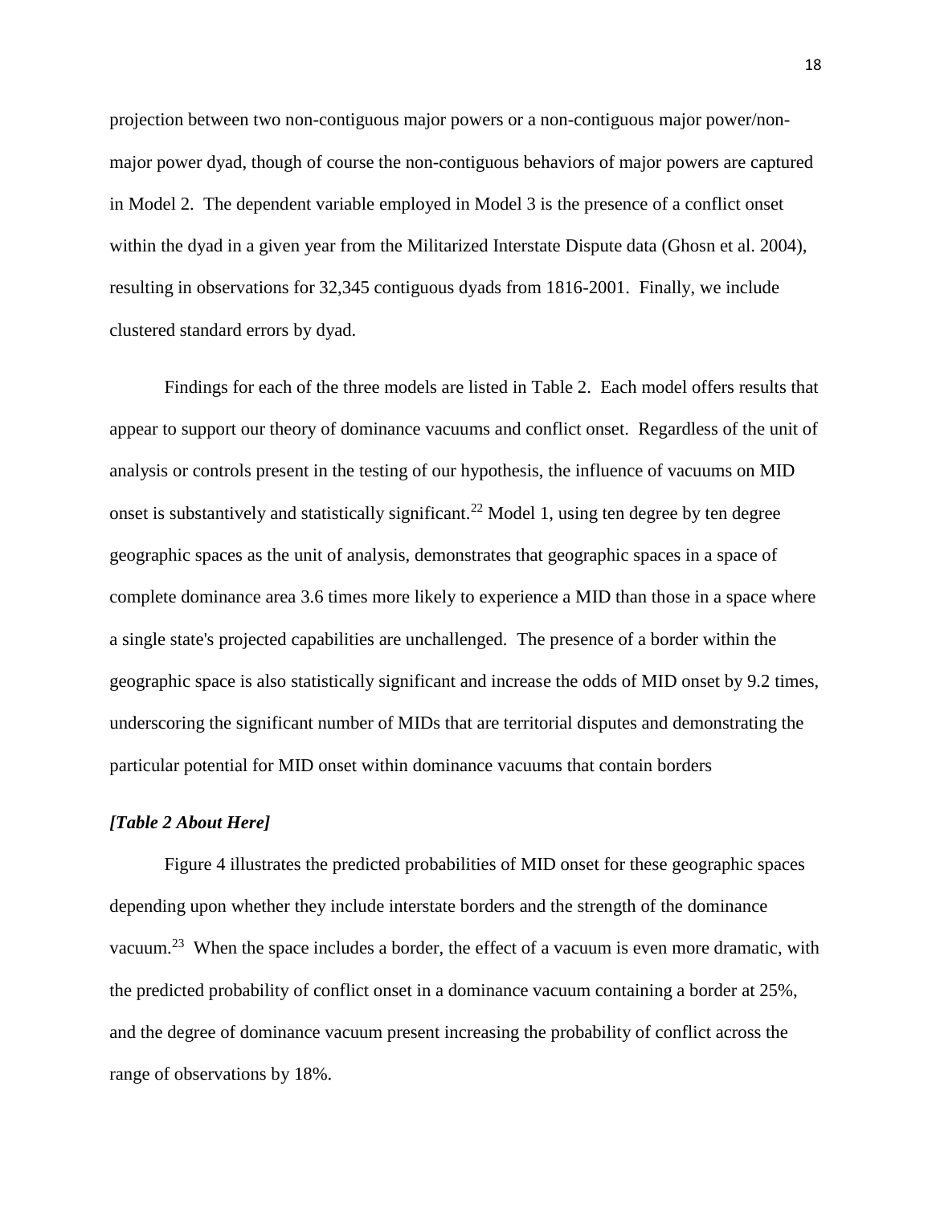projection between two non-contiguous major powers or a non-contiguous major power/non-major power dyad, though of course the non-contiguous behaviors of major powers are captured in Model 2. The dependent variable employed in Model 3 is the presence of a conflict onset within the dyad in a given year from the Militarized Interstate Dispute data (Ghosn et al. 2004), resulting in observations for 32,345 contiguous dyads from 1816-2001. Finally, we include clustered standard errors by dyad.

Findings for each of the three models are listed in Table 2. Each model offers results that appear to support our theory of dominance vacuums and conflict onset. Regardless of the unit of analysis or controls present in the testing of our hypothesis, the influence of vacuums on MID onset is substantively and statistically significant.[22] Model 1, using ten degree by ten degree geographic spaces as the unit of analysis, demonstrates that geographic spaces in a space of complete dominance area 3.6 times more likely to experience a MID than those in a space where a single state's projected capabilities are unchallenged. The presence of a border within the geographic space is also statistically significant and increase the odds of MID onset by 9.2 times, underscoring the significant number of MIDs that are territorial disputes and demonstrating the particular potential for MID onset within dominance vacuums that contain borders

***[Table 2 About Here]***

Figure 4 illustrates the predicted probabilities of MID onset for these geographic spaces depending upon whether they include interstate borders and the strength of the dominance vacuum.[23] When the space includes a border, the effect of a vacuum is even more dramatic, with the predicted probability of conflict onset in a dominance vacuum containing a border at 25%, and the degree of dominance vacuum present increasing the probability of conflict across the range of observations by 18%.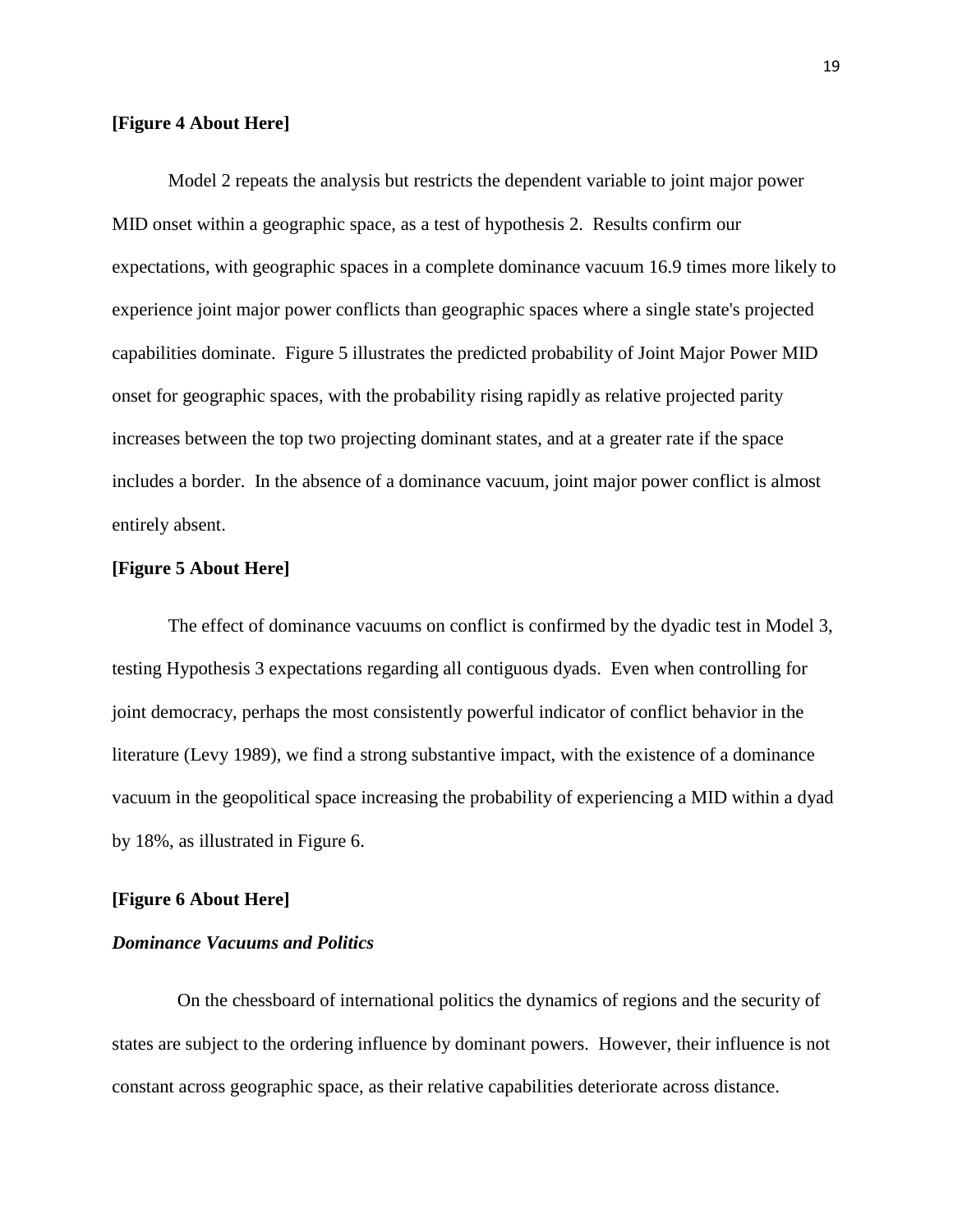**[Figure 4 About Here]**

Model 2 repeats the analysis but restricts the dependent variable to joint major power MID onset within a geographic space, as a test of hypothesis 2. Results confirm our expectations, with geographic spaces in a complete dominance vacuum 16.9 times more likely to experience joint major power conflicts than geographic spaces where a single state's projected capabilities dominate. Figure 5 illustrates the predicted probability of Joint Major Power MID onset for geographic spaces, with the probability rising rapidly as relative projected parity increases between the top two projecting dominant states, and at a greater rate if the space includes a border. In the absence of a dominance vacuum, joint major power conflict is almost entirely absent.

**[Figure 5 About Here]**

The effect of dominance vacuums on conflict is confirmed by the dyadic test in Model 3, testing Hypothesis 3 expectations regarding all contiguous dyads. Even when controlling for joint democracy, perhaps the most consistently powerful indicator of conflict behavior in the literature (Levy 1989), we find a strong substantive impact, with the existence of a dominance vacuum in the geopolitical space increasing the probability of experiencing a MID within a dyad by 18%, as illustrated in Figure 6.

**[Figure 6 About Here]**

***Dominance Vacuums and Politics***

On the chessboard of international politics the dynamics of regions and the security of states are subject to the ordering influence by dominant powers. However, their influence is not constant across geographic space, as their relative capabilities deteriorate across distance.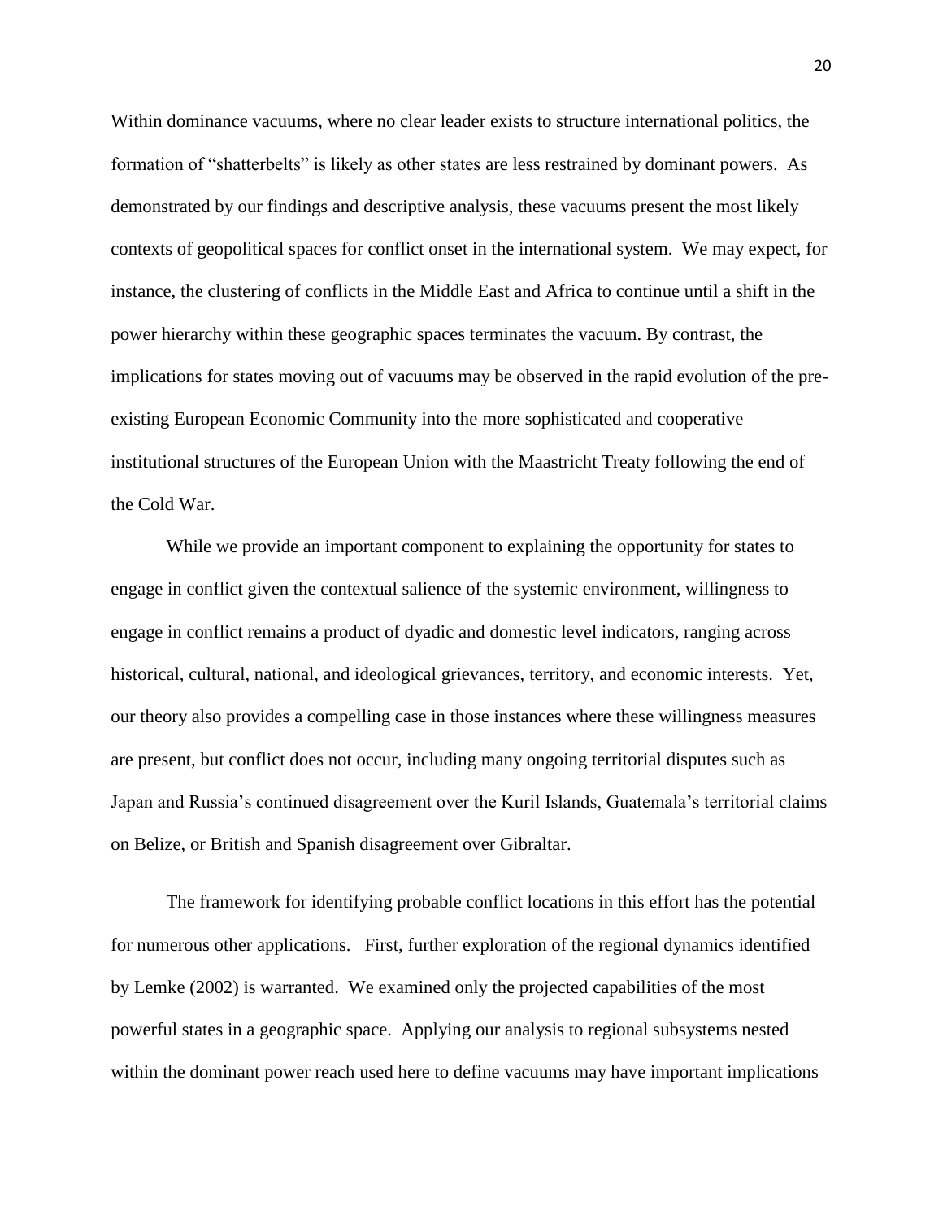Within dominance vacuums, where no clear leader exists to structure international politics, the formation of "shatterbelts" is likely as other states are less restrained by dominant powers. As demonstrated by our findings and descriptive analysis, these vacuums present the most likely contexts of geopolitical spaces for conflict onset in the international system. We may expect, for instance, the clustering of conflicts in the Middle East and Africa to continue until a shift in the power hierarchy within these geographic spaces terminates the vacuum. By contrast, the implications for states moving out of vacuums may be observed in the rapid evolution of the pre-existing European Economic Community into the more sophisticated and cooperative institutional structures of the European Union with the Maastricht Treaty following the end of the Cold War.

While we provide an important component to explaining the opportunity for states to engage in conflict given the contextual salience of the systemic environment, willingness to engage in conflict remains a product of dyadic and domestic level indicators, ranging across historical, cultural, national, and ideological grievances, territory, and economic interests. Yet, our theory also provides a compelling case in those instances where these willingness measures are present, but conflict does not occur, including many ongoing territorial disputes such as Japan and Russia's continued disagreement over the Kuril Islands, Guatemala's territorial claims on Belize, or British and Spanish disagreement over Gibraltar.

The framework for identifying probable conflict locations in this effort has the potential for numerous other applications. First, further exploration of the regional dynamics identified by Lemke (2002) is warranted. We examined only the projected capabilities of the most powerful states in a geographic space. Applying our analysis to regional subsystems nested within the dominant power reach used here to define vacuums may have important implications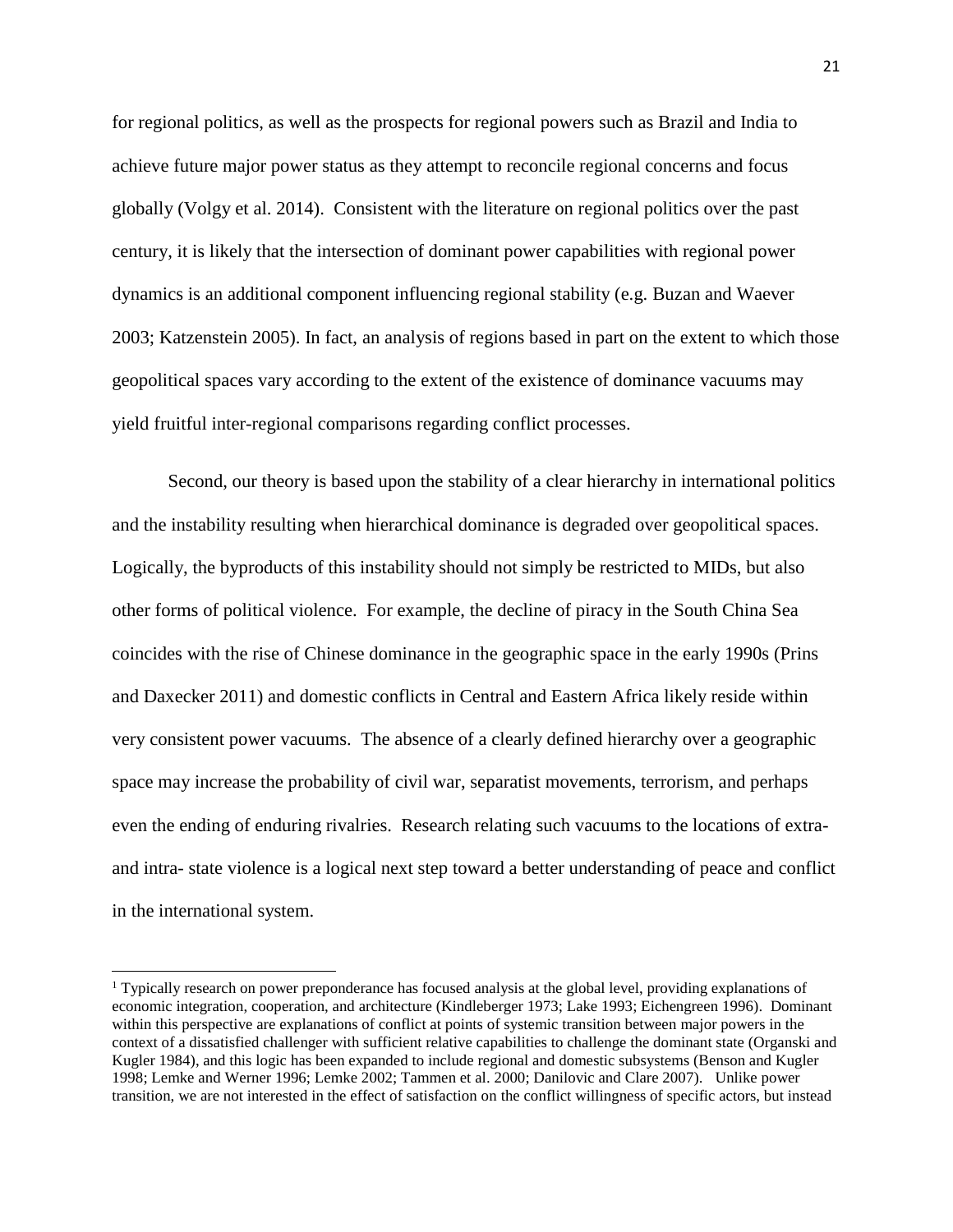for regional politics, as well as the prospects for regional powers such as Brazil and India to achieve future major power status as they attempt to reconcile regional concerns and focus globally (Volgy et al. 2014). Consistent with the literature on regional politics over the past century, it is likely that the intersection of dominant power capabilities with regional power dynamics is an additional component influencing regional stability (e.g. Buzan and Waever 2003; Katzenstein 2005). In fact, an analysis of regions based in part on the extent to which those geopolitical spaces vary according to the extent of the existence of dominance vacuums may yield fruitful inter-regional comparisons regarding conflict processes.

Second, our theory is based upon the stability of a clear hierarchy in international politics and the instability resulting when hierarchical dominance is degraded over geopolitical spaces. Logically, the byproducts of this instability should not simply be restricted to MIDs, but also other forms of political violence. For example, the decline of piracy in the South China Sea coincides with the rise of Chinese dominance in the geographic space in the early 1990s (Prins and Daxecker 2011) and domestic conflicts in Central and Eastern Africa likely reside within very consistent power vacuums. The absence of a clearly defined hierarchy over a geographic space may increase the probability of civil war, separatist movements, terrorism, and perhaps even the ending of enduring rivalries. Research relating such vacuums to the locations of extra- and intra- state violence is a logical next step toward a better understanding of peace and conflict in the international system.

---

[1] Typically research on power preponderance has focused analysis at the global level, providing explanations of economic integration, cooperation, and architecture (Kindleberger 1973; Lake 1993; Eichengreen 1996). Dominant within this perspective are explanations of conflict at points of systemic transition between major powers in the context of a dissatisfied challenger with sufficient relative capabilities to challenge the dominant state (Organski and Kugler 1984), and this logic has been expanded to include regional and domestic subsystems (Benson and Kugler 1998; Lemke and Werner 1996; Lemke 2002; Tammen et al. 2000; Danilovic and Clare 2007). Unlike power transition, we are not interested in the effect of satisfaction on the conflict willingness of specific actors, but instead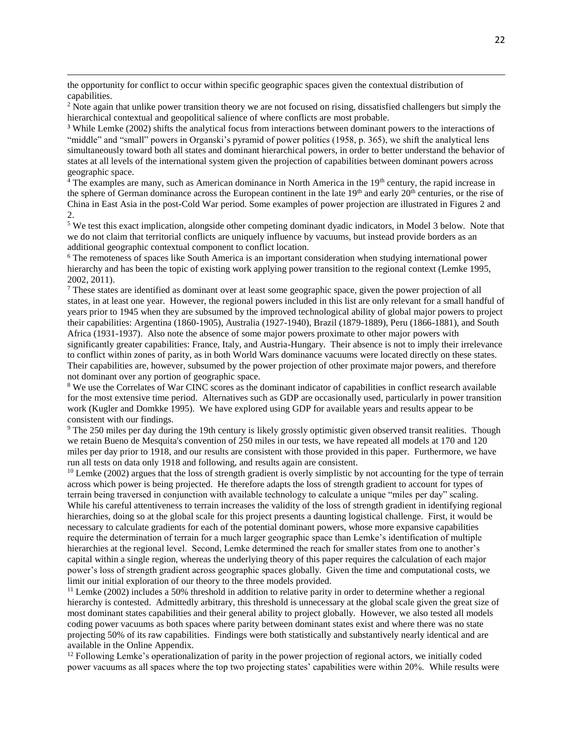the opportunity for conflict to occur within specific geographic spaces given the contextual distribution of capabilities.

[2] Note again that unlike power transition theory we are not focused on rising, dissatisfied challengers but simply the hierarchical contextual and geopolitical salience of where conflicts are most probable.

[3] While Lemke (2002) shifts the analytical focus from interactions between dominant powers to the interactions of "middle" and "small" powers in Organski's pyramid of power politics (1958, p. 365), we shift the analytical lens simultaneously toward both all states and dominant hierarchical powers, in order to better understand the behavior of states at all levels of the international system given the projection of capabilities between dominant powers across geographic space.

[4] The examples are many, such as American dominance in North America in the 19th century, the rapid increase in the sphere of German dominance across the European continent in the late 19th and early 20th centuries, or the rise of China in East Asia in the post-Cold War period. Some examples of power projection are illustrated in Figures 2 and 2.

[5] We test this exact implication, alongside other competing dominant dyadic indicators, in Model 3 below. Note that we do not claim that territorial conflicts are uniquely influence by vacuums, but instead provide borders as an additional geographic contextual component to conflict location.

[6] The remoteness of spaces like South America is an important consideration when studying international power hierarchy and has been the topic of existing work applying power transition to the regional context (Lemke 1995, 2002, 2011).

[7] These states are identified as dominant over at least some geographic space, given the power projection of all states, in at least one year. However, the regional powers included in this list are only relevant for a small handful of years prior to 1945 when they are subsumed by the improved technological ability of global major powers to project their capabilities: Argentina (1860-1905), Australia (1927-1940), Brazil (1879-1889), Peru (1866-1881), and South Africa (1931-1937). Also note the absence of some major powers proximate to other major powers with significantly greater capabilities: France, Italy, and Austria-Hungary. Their absence is not to imply their irrelevance to conflict within zones of parity, as in both World Wars dominance vacuums were located directly on these states. Their capabilities are, however, subsumed by the power projection of other proximate major powers, and therefore not dominant over any portion of geographic space.

[8] We use the Correlates of War CINC scores as the dominant indicator of capabilities in conflict research available for the most extensive time period. Alternatives such as GDP are occasionally used, particularly in power transition work (Kugler and Domkke 1995). We have explored using GDP for available years and results appear to be consistent with our findings.

[9] The 250 miles per day during the 19th century is likely grossly optimistic given observed transit realities. Though we retain Bueno de Mesquita's convention of 250 miles in our tests, we have repeated all models at 170 and 120 miles per day prior to 1918, and our results are consistent with those provided in this paper. Furthermore, we have run all tests on data only 1918 and following, and results again are consistent.

[10] Lemke (2002) argues that the loss of strength gradient is overly simplistic by not accounting for the type of terrain across which power is being projected. He therefore adapts the loss of strength gradient to account for types of terrain being traversed in conjunction with available technology to calculate a unique "miles per day" scaling. While his careful attentiveness to terrain increases the validity of the loss of strength gradient in identifying regional hierarchies, doing so at the global scale for this project presents a daunting logistical challenge. First, it would be necessary to calculate gradients for each of the potential dominant powers, whose more expansive capabilities require the determination of terrain for a much larger geographic space than Lemke's identification of multiple hierarchies at the regional level. Second, Lemke determined the reach for smaller states from one to another's capital within a single region, whereas the underlying theory of this paper requires the calculation of each major power's loss of strength gradient across geographic spaces globally. Given the time and computational costs, we limit our initial exploration of our theory to the three models provided.

[11] Lemke (2002) includes a 50% threshold in addition to relative parity in order to determine whether a regional hierarchy is contested. Admittedly arbitrary, this threshold is unnecessary at the global scale given the great size of most dominant states capabilities and their general ability to project globally. However, we also tested all models coding power vacuums as both spaces where parity between dominant states exist and where there was no state projecting 50% of its raw capabilities. Findings were both statistically and substantively nearly identical and are available in the Online Appendix.

[12] Following Lemke's operationalization of parity in the power projection of regional actors, we initially coded power vacuums as all spaces where the top two projecting states' capabilities were within 20%. While results were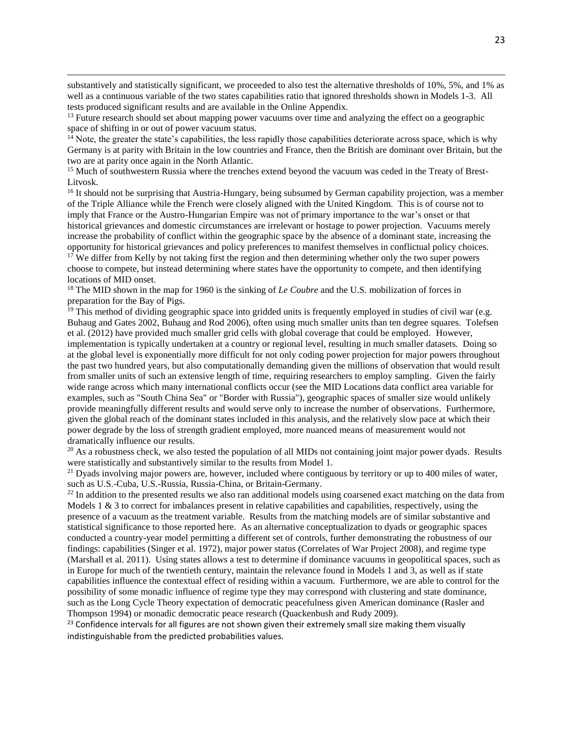substantively and statistically significant, we proceeded to also test the alternative thresholds of 10%, 5%, and 1% as well as a continuous variable of the two states capabilities ratio that ignored thresholds shown in Models 1-3. All tests produced significant results and are available in the Online Appendix.

[13] Future research should set about mapping power vacuums over time and analyzing the effect on a geographic space of shifting in or out of power vacuum status.

[14] Note, the greater the state's capabilities, the less rapidly those capabilities deteriorate across space, which is why Germany is at parity with Britain in the low countries and France, then the British are dominant over Britain, but the two are at parity once again in the North Atlantic.

[15] Much of southwestern Russia where the trenches extend beyond the vacuum was ceded in the Treaty of Brest-Litvosk.

[16] It should not be surprising that Austria-Hungary, being subsumed by German capability projection, was a member of the Triple Alliance while the French were closely aligned with the United Kingdom. This is of course not to imply that France or the Austro-Hungarian Empire was not of primary importance to the war's onset or that historical grievances and domestic circumstances are irrelevant or hostage to power projection. Vacuums merely increase the probability of conflict within the geographic space by the absence of a dominant state, increasing the opportunity for historical grievances and policy preferences to manifest themselves in conflictual policy choices.

[17] We differ from Kelly by not taking first the region and then determining whether only the two super powers choose to compete, but instead determining where states have the opportunity to compete, and then identifying locations of MID onset.

[18] The MID shown in the map for 1960 is the sinking of *Le Coubre* and the U.S. mobilization of forces in preparation for the Bay of Pigs.

[19] This method of dividing geographic space into gridded units is frequently employed in studies of civil war (e.g. Buhaug and Gates 2002, Buhaug and Rod 2006), often using much smaller units than ten degree squares. Tolefsen et al. (2012) have provided much smaller grid cells with global coverage that could be employed. However, implementation is typically undertaken at a country or regional level, resulting in much smaller datasets. Doing so at the global level is exponentially more difficult for not only coding power projection for major powers throughout the past two hundred years, but also computationally demanding given the millions of observation that would result from smaller units of such an extensive length of time, requiring researchers to employ sampling. Given the fairly wide range across which many international conflicts occur (see the MID Locations data conflict area variable for examples, such as "South China Sea" or "Border with Russia"), geographic spaces of smaller size would unlikely provide meaningfully different results and would serve only to increase the number of observations. Furthermore, given the global reach of the dominant states included in this analysis, and the relatively slow pace at which their power degrade by the loss of strength gradient employed, more nuanced means of measurement would not dramatically influence our results.

[20] As a robustness check, we also tested the population of all MIDs not containing joint major power dyads. Results were statistically and substantively similar to the results from Model 1.

[21] Dyads involving major powers are, however, included where contiguous by territory or up to 400 miles of water, such as U.S.-Cuba, U.S.-Russia, Russia-China, or Britain-Germany.

[22] In addition to the presented results we also ran additional models using coarsened exact matching on the data from Models 1 & 3 to correct for imbalances present in relative capabilities and capabilities, respectively, using the presence of a vacuum as the treatment variable. Results from the matching models are of similar substantive and statistical significance to those reported here. As an alternative conceptualization to dyads or geographic spaces conducted a country-year model permitting a different set of controls, further demonstrating the robustness of our findings: capabilities (Singer et al. 1972), major power status (Correlates of War Project 2008), and regime type (Marshall et al. 2011). Using states allows a test to determine if dominance vacuums in geopolitical spaces, such as in Europe for much of the twentieth century, maintain the relevance found in Models 1 and 3, as well as if state capabilities influence the contextual effect of residing within a vacuum. Furthermore, we are able to control for the possibility of some monadic influence of regime type they may correspond with clustering and state dominance, such as the Long Cycle Theory expectation of democratic peacefulness given American dominance (Rasler and Thompson 1994) or monadic democratic peace research (Quackenbush and Rudy 2009).

[23] Confidence intervals for all figures are not shown given their extremely small size making them visually indistinguishable from the predicted probabilities values.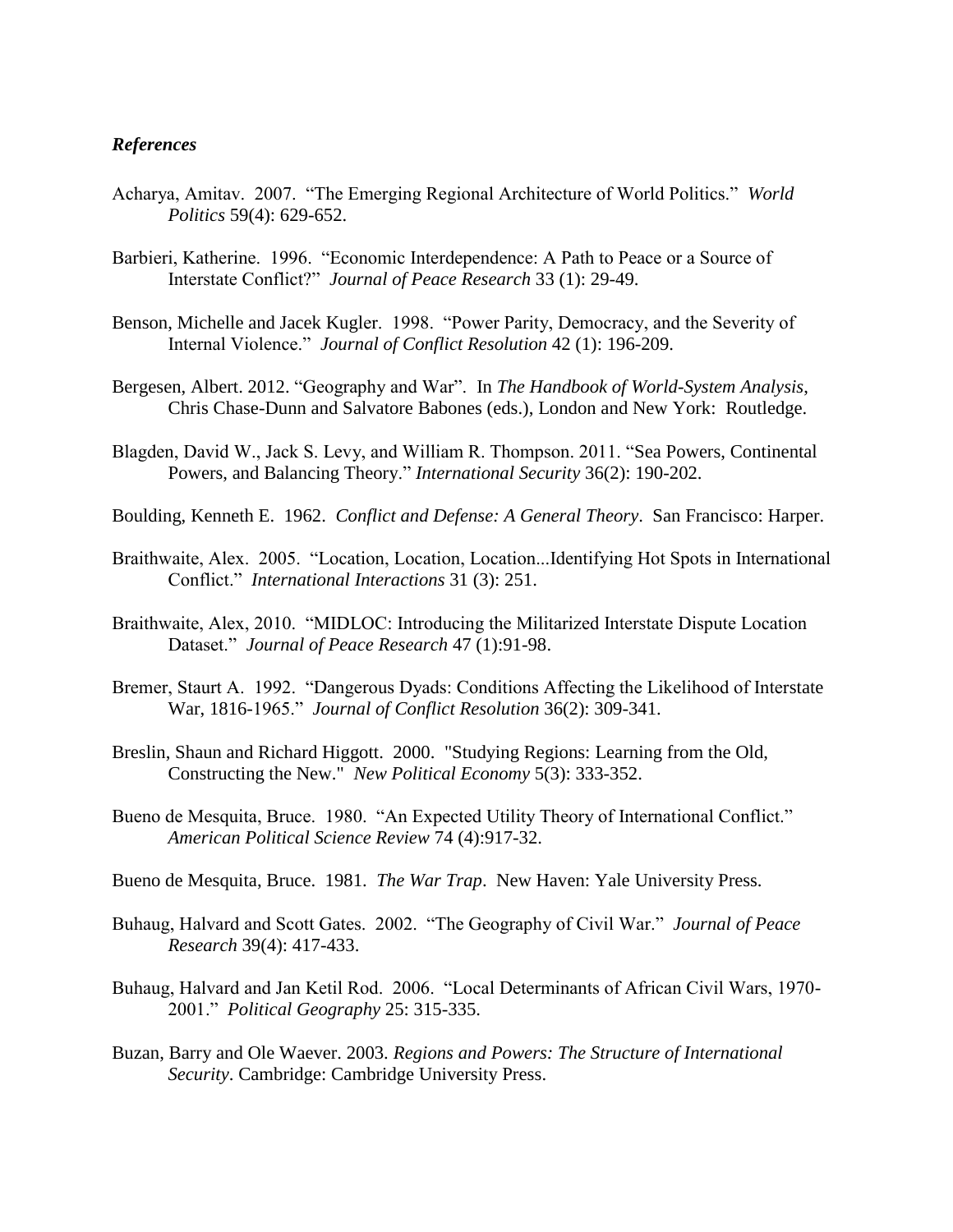### *References*

Acharya, Amitav. 2007. "The Emerging Regional Architecture of World Politics." *World Politics* 59(4): 629-652.

Barbieri, Katherine. 1996. "Economic Interdependence: A Path to Peace or a Source of Interstate Conflict?" *Journal of Peace Research* 33 (1): 29-49.

Benson, Michelle and Jacek Kugler. 1998. "Power Parity, Democracy, and the Severity of Internal Violence." *Journal of Conflict Resolution* 42 (1): 196-209.

Bergesen, Albert. 2012. "Geography and War". In *The Handbook of World-System Analysis*, Chris Chase-Dunn and Salvatore Babones (eds.), London and New York: Routledge.

Blagden, David W., Jack S. Levy, and William R. Thompson. 2011. "Sea Powers, Continental Powers, and Balancing Theory." *International Security* 36(2): 190-202.

Boulding, Kenneth E. 1962. *Conflict and Defense: A General Theory*. San Francisco: Harper.

Braithwaite, Alex. 2005. "Location, Location, Location...Identifying Hot Spots in International Conflict." *International Interactions* 31 (3): 251.

Braithwaite, Alex, 2010. "MIDLOC: Introducing the Militarized Interstate Dispute Location Dataset." *Journal of Peace Research* 47 (1):91-98.

Bremer, Staurt A. 1992. "Dangerous Dyads: Conditions Affecting the Likelihood of Interstate War, 1816-1965." *Journal of Conflict Resolution* 36(2): 309-341.

Breslin, Shaun and Richard Higgott. 2000. "Studying Regions: Learning from the Old, Constructing the New." *New Political Economy* 5(3): 333-352.

Bueno de Mesquita, Bruce. 1980. "An Expected Utility Theory of International Conflict." *American Political Science Review* 74 (4):917-32.

Bueno de Mesquita, Bruce. 1981. *The War Trap*. New Haven: Yale University Press.

Buhaug, Halvard and Scott Gates. 2002. "The Geography of Civil War." *Journal of Peace Research* 39(4): 417-433.

Buhaug, Halvard and Jan Ketil Rod. 2006. "Local Determinants of African Civil Wars, 1970-2001." *Political Geography* 25: 315-335.

Buzan, Barry and Ole Waever. 2003. *Regions and Powers: The Structure of International Security*. Cambridge: Cambridge University Press.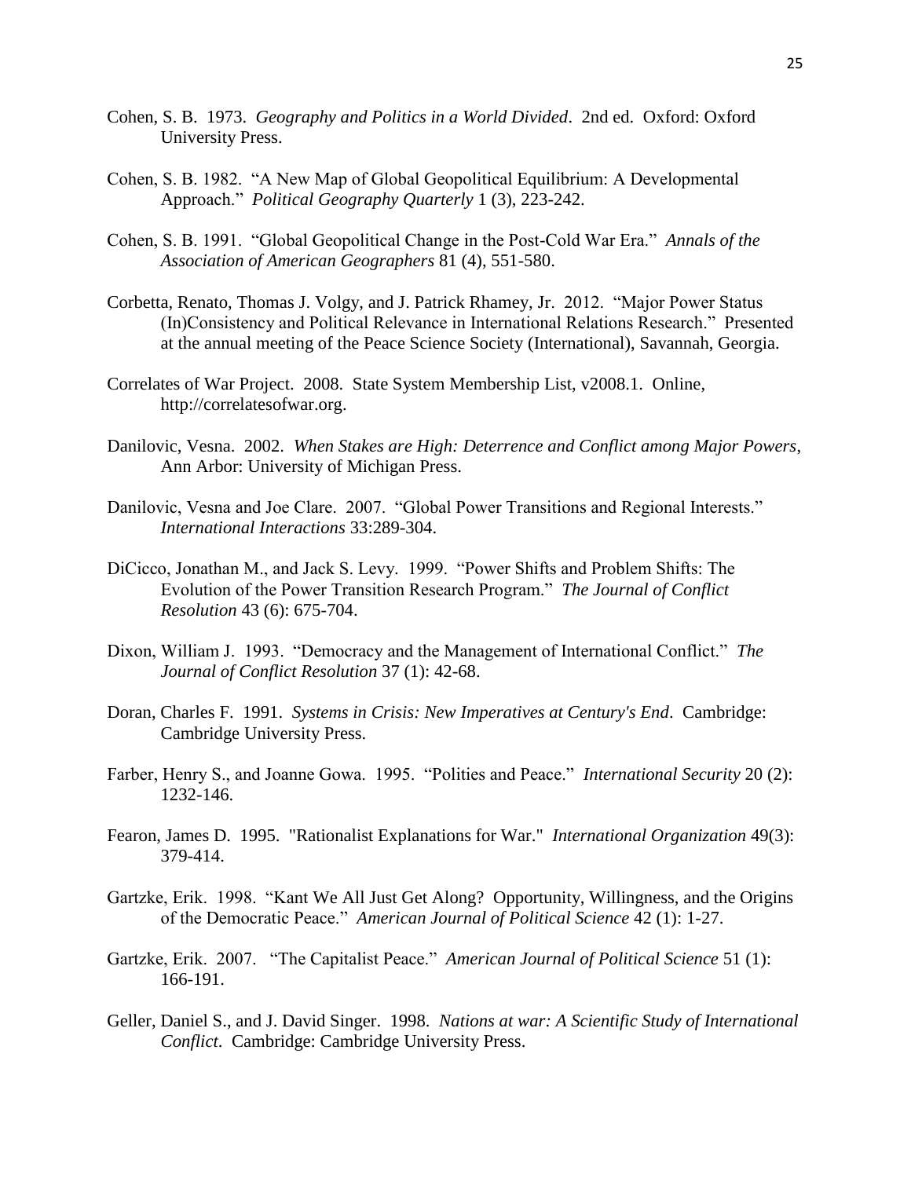Cohen, S. B. 1973. *Geography and Politics in a World Divided*. 2nd ed. Oxford: Oxford University Press.

Cohen, S. B. 1982. "A New Map of Global Geopolitical Equilibrium: A Developmental Approach." *Political Geography Quarterly* 1 (3), 223-242.

Cohen, S. B. 1991. "Global Geopolitical Change in the Post-Cold War Era." *Annals of the Association of American Geographers* 81 (4), 551-580.

Corbetta, Renato, Thomas J. Volgy, and J. Patrick Rhamey, Jr. 2012. "Major Power Status (In)Consistency and Political Relevance in International Relations Research." Presented at the annual meeting of the Peace Science Society (International), Savannah, Georgia.

Correlates of War Project. 2008. State System Membership List, v2008.1. Online, http://correlatesofwar.org.

Danilovic, Vesna. 2002. *When Stakes are High: Deterrence and Conflict among Major Powers*, Ann Arbor: University of Michigan Press.

Danilovic, Vesna and Joe Clare. 2007. "Global Power Transitions and Regional Interests." *International Interactions* 33:289-304.

DiCicco, Jonathan M., and Jack S. Levy. 1999. "Power Shifts and Problem Shifts: The Evolution of the Power Transition Research Program." *The Journal of Conflict Resolution* 43 (6): 675-704.

Dixon, William J. 1993. "Democracy and the Management of International Conflict." *The Journal of Conflict Resolution* 37 (1): 42-68.

Doran, Charles F. 1991. *Systems in Crisis: New Imperatives at Century's End*. Cambridge: Cambridge University Press.

Farber, Henry S., and Joanne Gowa. 1995. "Polities and Peace." *International Security* 20 (2): 1232-146.

Fearon, James D. 1995. "Rationalist Explanations for War." *International Organization* 49(3): 379-414.

Gartzke, Erik. 1998. "Kant We All Just Get Along? Opportunity, Willingness, and the Origins of the Democratic Peace." *American Journal of Political Science* 42 (1): 1-27.

Gartzke, Erik. 2007. "The Capitalist Peace." *American Journal of Political Science* 51 (1): 166-191.

Geller, Daniel S., and J. David Singer. 1998. *Nations at war: A Scientific Study of International Conflict*. Cambridge: Cambridge University Press.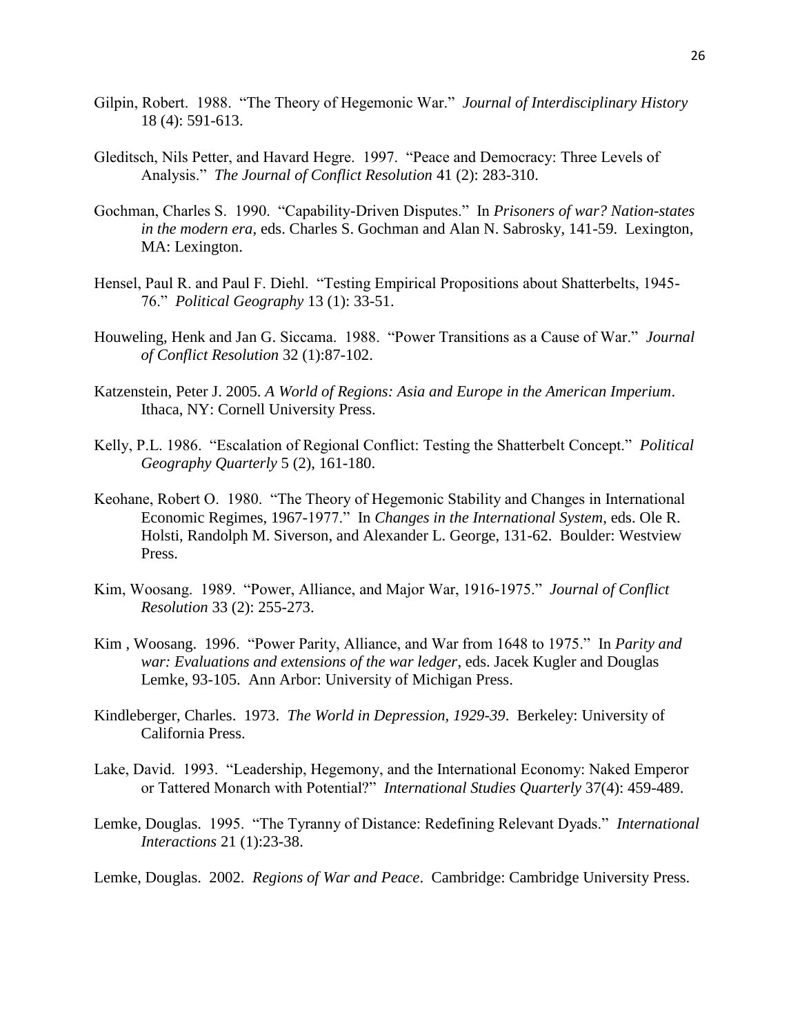Gilpin, Robert. 1988. "The Theory of Hegemonic War." *Journal of Interdisciplinary History* 18 (4): 591-613.

Gleditsch, Nils Petter, and Havard Hegre. 1997. "Peace and Democracy: Three Levels of Analysis." *The Journal of Conflict Resolution* 41 (2): 283-310.

Gochman, Charles S. 1990. "Capability-Driven Disputes." In *Prisoners of war? Nation-states in the modern era*, eds. Charles S. Gochman and Alan N. Sabrosky, 141-59. Lexington, MA: Lexington.

Hensel, Paul R. and Paul F. Diehl. "Testing Empirical Propositions about Shatterbelts, 1945-76." *Political Geography* 13 (1): 33-51.

Houweling, Henk and Jan G. Siccama. 1988. "Power Transitions as a Cause of War." *Journal of Conflict Resolution* 32 (1):87-102.

Katzenstein, Peter J. 2005. *A World of Regions: Asia and Europe in the American Imperium*. Ithaca, NY: Cornell University Press.

Kelly, P.L. 1986. "Escalation of Regional Conflict: Testing the Shatterbelt Concept." *Political Geography Quarterly* 5 (2), 161-180.

Keohane, Robert O. 1980. "The Theory of Hegemonic Stability and Changes in International Economic Regimes, 1967-1977." In *Changes in the International System*, eds. Ole R. Holsti, Randolph M. Siverson, and Alexander L. George, 131-62. Boulder: Westview Press.

Kim, Woosang. 1989. "Power, Alliance, and Major War, 1916-1975." *Journal of Conflict Resolution* 33 (2): 255-273.

Kim , Woosang. 1996. "Power Parity, Alliance, and War from 1648 to 1975." In *Parity and war: Evaluations and extensions of the war ledger*, eds. Jacek Kugler and Douglas Lemke, 93-105. Ann Arbor: University of Michigan Press.

Kindleberger, Charles. 1973. *The World in Depression, 1929-39*. Berkeley: University of California Press.

Lake, David. 1993. "Leadership, Hegemony, and the International Economy: Naked Emperor or Tattered Monarch with Potential?" *International Studies Quarterly* 37(4): 459-489.

Lemke, Douglas. 1995. "The Tyranny of Distance: Redefining Relevant Dyads." *International Interactions* 21 (1):23-38.

Lemke, Douglas. 2002. *Regions of War and Peace*. Cambridge: Cambridge University Press.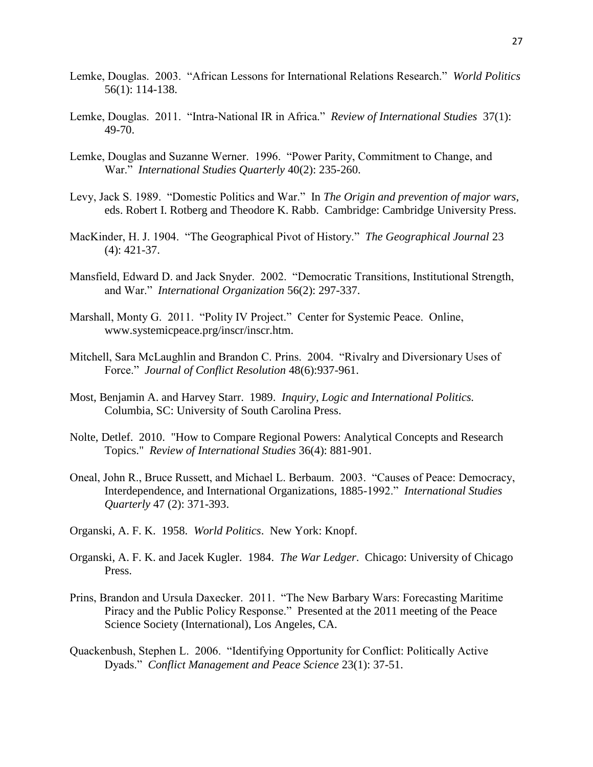Lemke, Douglas. 2003. "African Lessons for International Relations Research." *World Politics* 56(1): 114-138.

Lemke, Douglas. 2011. "Intra-National IR in Africa." *Review of International Studies* 37(1): 49-70.

Lemke, Douglas and Suzanne Werner. 1996. "Power Parity, Commitment to Change, and War." *International Studies Quarterly* 40(2): 235-260.

Levy, Jack S. 1989. "Domestic Politics and War." In *The Origin and prevention of major wars*, eds. Robert I. Rotberg and Theodore K. Rabb. Cambridge: Cambridge University Press.

MacKinder, H. J. 1904. "The Geographical Pivot of History." *The Geographical Journal* 23 (4): 421-37.

Mansfield, Edward D. and Jack Snyder. 2002. "Democratic Transitions, Institutional Strength, and War." *International Organization* 56(2): 297-337.

Marshall, Monty G. 2011. "Polity IV Project." Center for Systemic Peace. Online, www.systemicpeace.prg/inscr/inscr.htm.

Mitchell, Sara McLaughlin and Brandon C. Prins. 2004. "Rivalry and Diversionary Uses of Force." *Journal of Conflict Resolution* 48(6):937-961.

Most, Benjamin A. and Harvey Starr. 1989. *Inquiry, Logic and International Politics.* Columbia, SC: University of South Carolina Press.

Nolte, Detlef. 2010. "How to Compare Regional Powers: Analytical Concepts and Research Topics." *Review of International Studies* 36(4): 881-901.

Oneal, John R., Bruce Russett, and Michael L. Berbaum. 2003. "Causes of Peace: Democracy, Interdependence, and International Organizations, 1885-1992." *International Studies Quarterly* 47 (2): 371-393.

Organski, A. F. K. 1958. *World Politics*. New York: Knopf.

Organski, A. F. K. and Jacek Kugler. 1984. *The War Ledger*. Chicago: University of Chicago Press.

Prins, Brandon and Ursula Daxecker. 2011. "The New Barbary Wars: Forecasting Maritime Piracy and the Public Policy Response." Presented at the 2011 meeting of the Peace Science Society (International), Los Angeles, CA.

Quackenbush, Stephen L. 2006. "Identifying Opportunity for Conflict: Politically Active Dyads." *Conflict Management and Peace Science* 23(1): 37-51.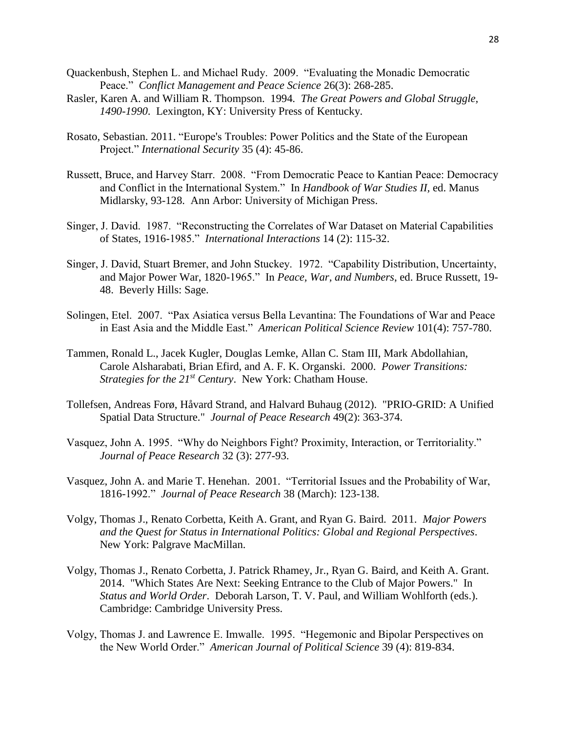Quackenbush, Stephen L. and Michael Rudy. 2009. "Evaluating the Monadic Democratic Peace." *Conflict Management and Peace Science* 26(3): 268-285.

Rasler, Karen A. and William R. Thompson. 1994. *The Great Powers and Global Struggle, 1490-1990*. Lexington, KY: University Press of Kentucky.

Rosato, Sebastian. 2011. "Europe's Troubles: Power Politics and the State of the European Project." *International Security* 35 (4): 45-86.

Russett, Bruce, and Harvey Starr. 2008. "From Democratic Peace to Kantian Peace: Democracy and Conflict in the International System." In *Handbook of War Studies II,* ed. Manus Midlarsky, 93-128. Ann Arbor: University of Michigan Press.

Singer, J. David. 1987. "Reconstructing the Correlates of War Dataset on Material Capabilities of States, 1916-1985." *International Interactions* 14 (2): 115-32.

Singer, J. David, Stuart Bremer, and John Stuckey. 1972. "Capability Distribution, Uncertainty, and Major Power War, 1820-1965." In *Peace, War, and Numbers*, ed. Bruce Russett, 19-48. Beverly Hills: Sage.

Solingen, Etel. 2007. "Pax Asiatica versus Bella Levantina: The Foundations of War and Peace in East Asia and the Middle East." *American Political Science Review* 101(4): 757-780.

Tammen, Ronald L., Jacek Kugler, Douglas Lemke, Allan C. Stam III, Mark Abdollahian, Carole Alsharabati, Brian Efird, and A. F. K. Organski. 2000. *Power Transitions: Strategies for the 21st Century*. New York: Chatham House.

Tollefsen, Andreas Forø, Håvard Strand, and Halvard Buhaug (2012). "PRIO-GRID: A Unified Spatial Data Structure." *Journal of Peace Research* 49(2): 363-374.

Vasquez, John A. 1995. "Why do Neighbors Fight? Proximity, Interaction, or Territoriality." *Journal of Peace Research* 32 (3): 277-93.

Vasquez, John A. and Marie T. Henehan. 2001. "Territorial Issues and the Probability of War, 1816-1992." *Journal of Peace Research* 38 (March): 123-138.

Volgy, Thomas J., Renato Corbetta, Keith A. Grant, and Ryan G. Baird. 2011. *Major Powers and the Quest for Status in International Politics: Global and Regional Perspectives*. New York: Palgrave MacMillan.

Volgy, Thomas J., Renato Corbetta, J. Patrick Rhamey, Jr., Ryan G. Baird, and Keith A. Grant. 2014. "Which States Are Next: Seeking Entrance to the Club of Major Powers." In *Status and World Order*. Deborah Larson, T. V. Paul, and William Wohlforth (eds.). Cambridge: Cambridge University Press.

Volgy, Thomas J. and Lawrence E. Imwalle. 1995. "Hegemonic and Bipolar Perspectives on the New World Order." *American Journal of Political Science* 39 (4): 819-834.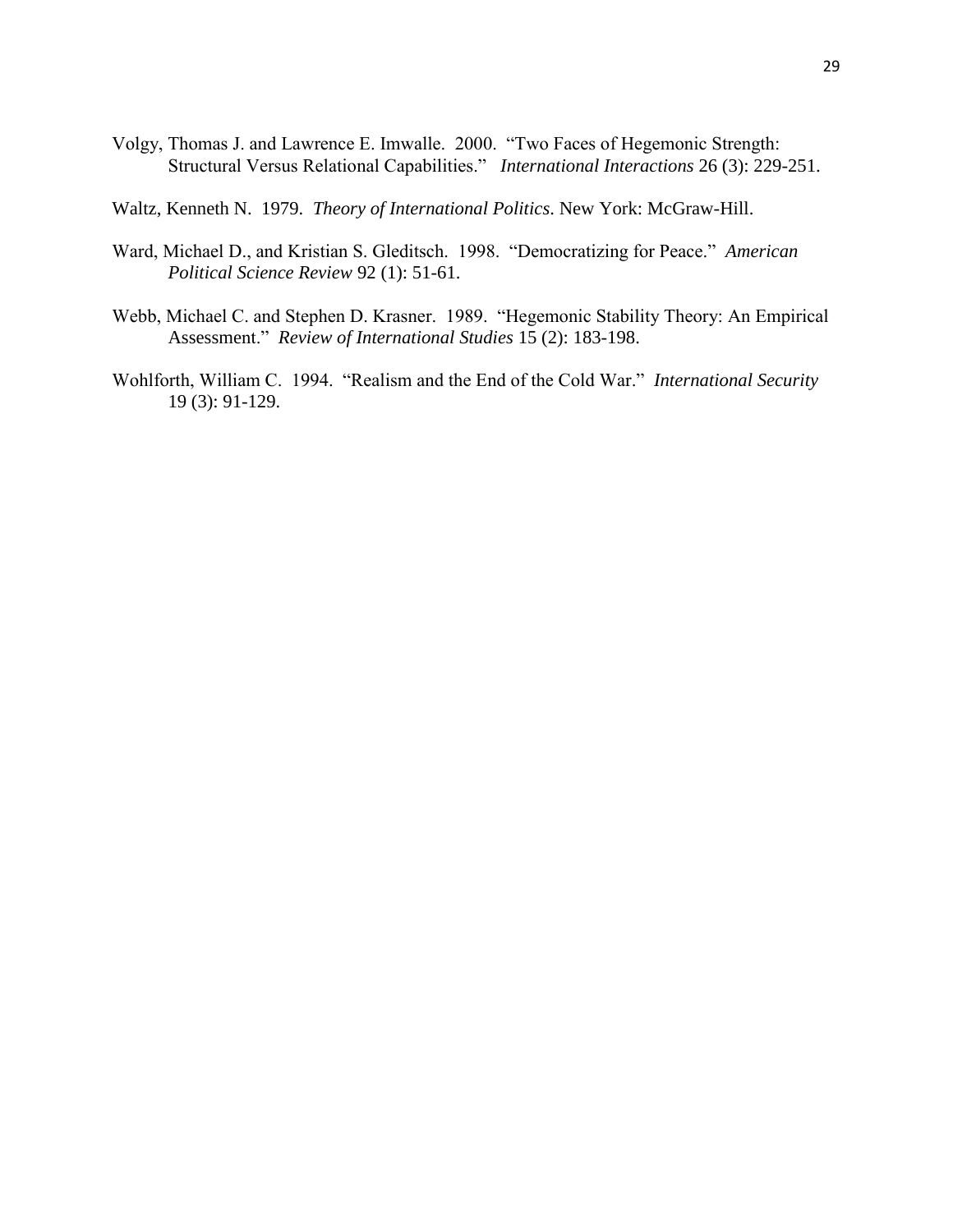Volgy, Thomas J. and Lawrence E. Imwalle. 2000. "Two Faces of Hegemonic Strength: Structural Versus Relational Capabilities." *International Interactions* 26 (3): 229-251.

Waltz, Kenneth N. 1979. *Theory of International Politics*. New York: McGraw-Hill.

Ward, Michael D., and Kristian S. Gleditsch. 1998. "Democratizing for Peace." *American Political Science Review* 92 (1): 51-61.

Webb, Michael C. and Stephen D. Krasner. 1989. "Hegemonic Stability Theory: An Empirical Assessment." *Review of International Studies* 15 (2): 183-198.

Wohlforth, William C. 1994. "Realism and the End of the Cold War." *International Security* 19 (3): 91-129.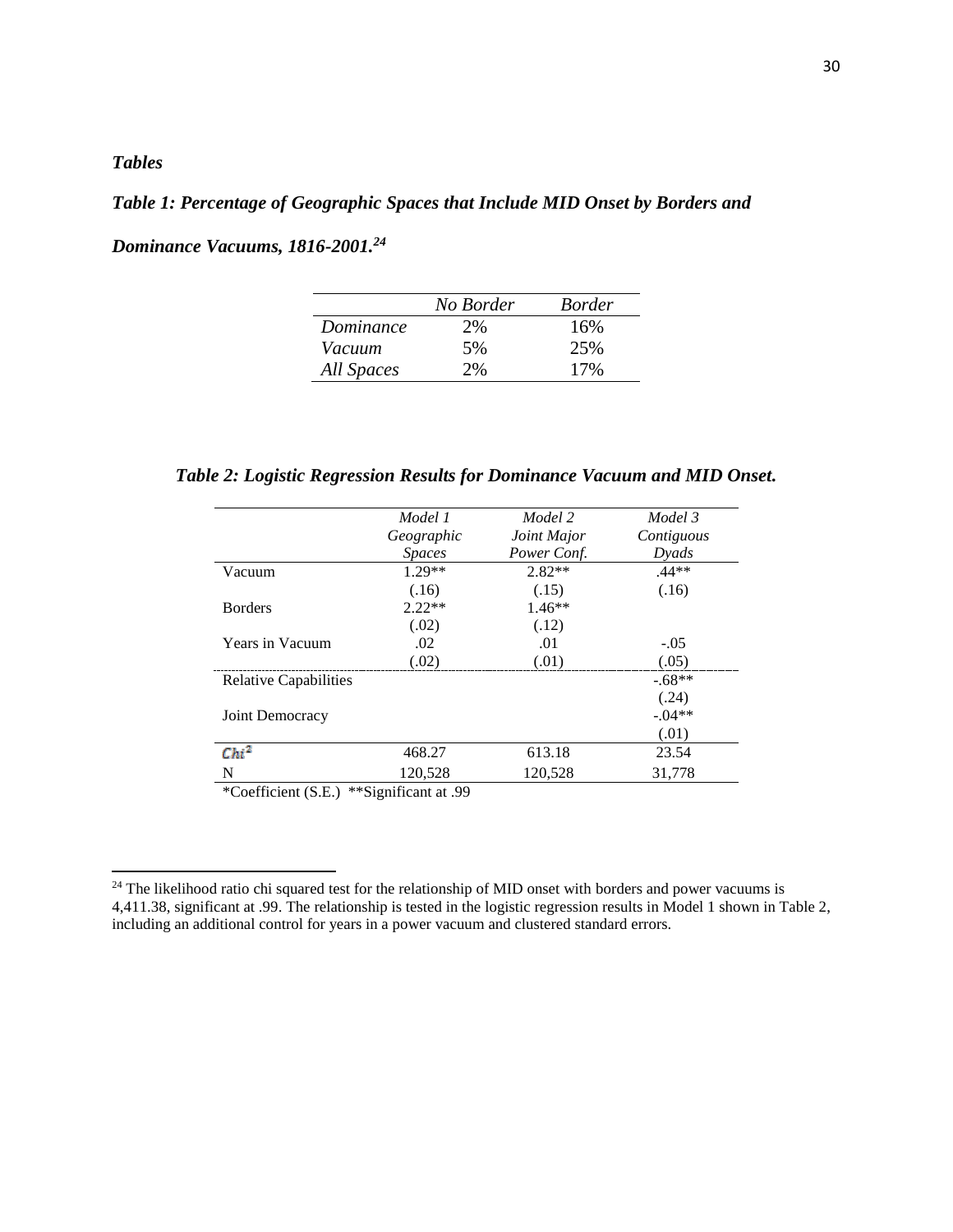***Tables***

***Table 1: Percentage of Geographic Spaces that Include MID Onset by Borders and Dominance Vacuums, 1816-2001.***[24]

| | *No Border* | *Border* |
|---|---|---|
| *Dominance* | 2% | 16% |
| *Vacuum* | 5% | 25% |
| *All Spaces* | 2% | 17% |

***Table 2: Logistic Regression Results for Dominance Vacuum and MID Onset.***

| | *Model 1 Geographic Spaces* | *Model 2 Joint Major Power Conf.* | *Model 3 Contiguous Dyads* |
|---|---|---|---|
| Vacuum | 1.29** | 2.82** | .44** |
| | (.16) | (.15) | (.16) |
| Borders | 2.22** | 1.46** | |
| | (.02) | (.12) | |
| Years in Vacuum | .02 | .01 | -.05 |
| | (.02) | (.01) | (.05) |
| Relative Capabilities | | | -.68** |
| | | | (.24) |
| Joint Democracy | | | -.04** |
| | | | (.01) |
| $Chi^2$ | 468.27 | 613.18 | 23.54 |
| N | 120,528 | 120,528 | 31,778 |

*Coefficient (S.E.) **Significant at .99

[24] The likelihood ratio chi squared test for the relationship of MID onset with borders and power vacuums is 4,411.38, significant at .99. The relationship is tested in the logistic regression results in Model 1 shown in Table 2, including an additional control for years in a power vacuum and clustered standard errors.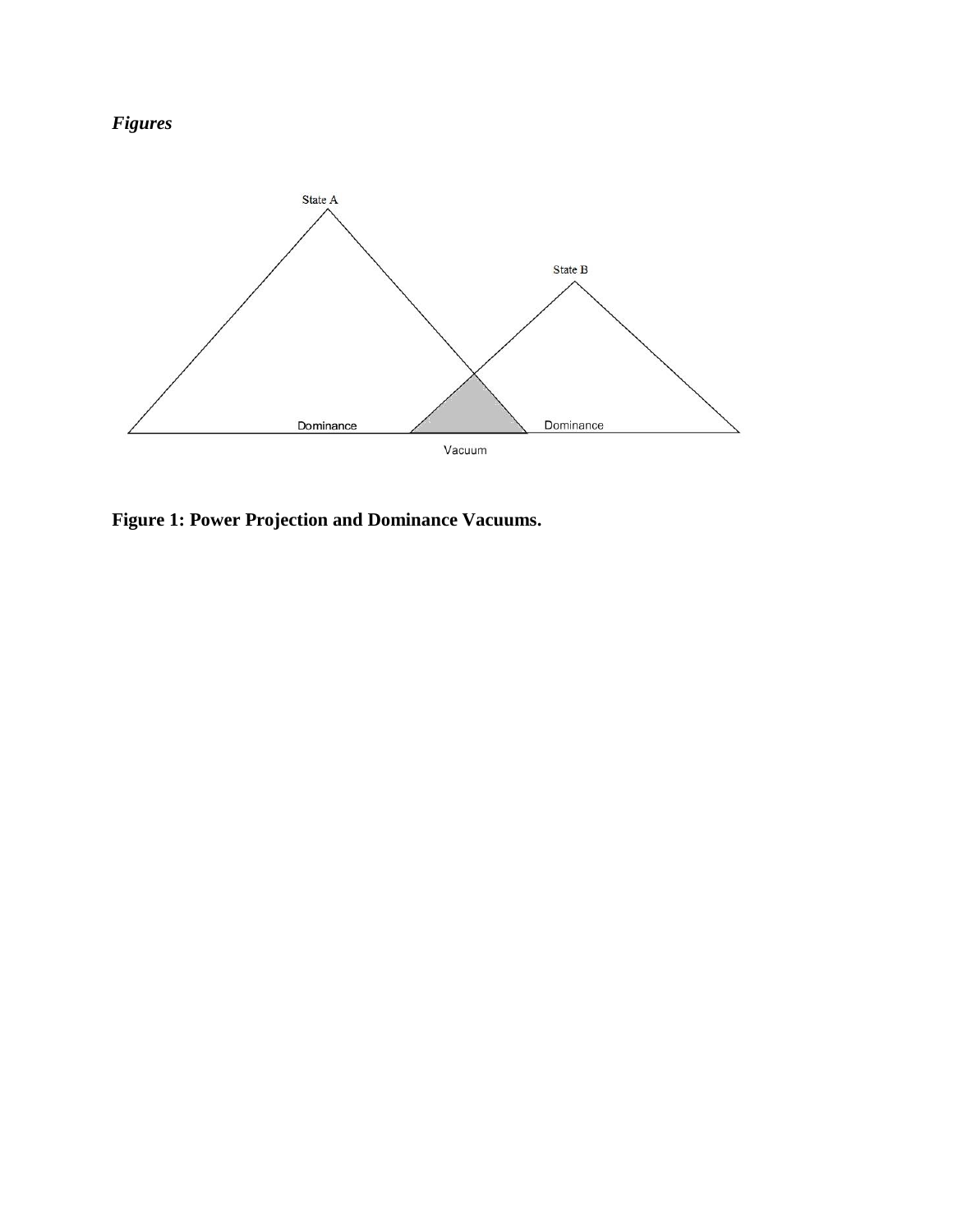*Figures*

State A

State B

Dominance

Dominance

Vacuum

**Figure 1: Power Projection and Dominance Vacuums.**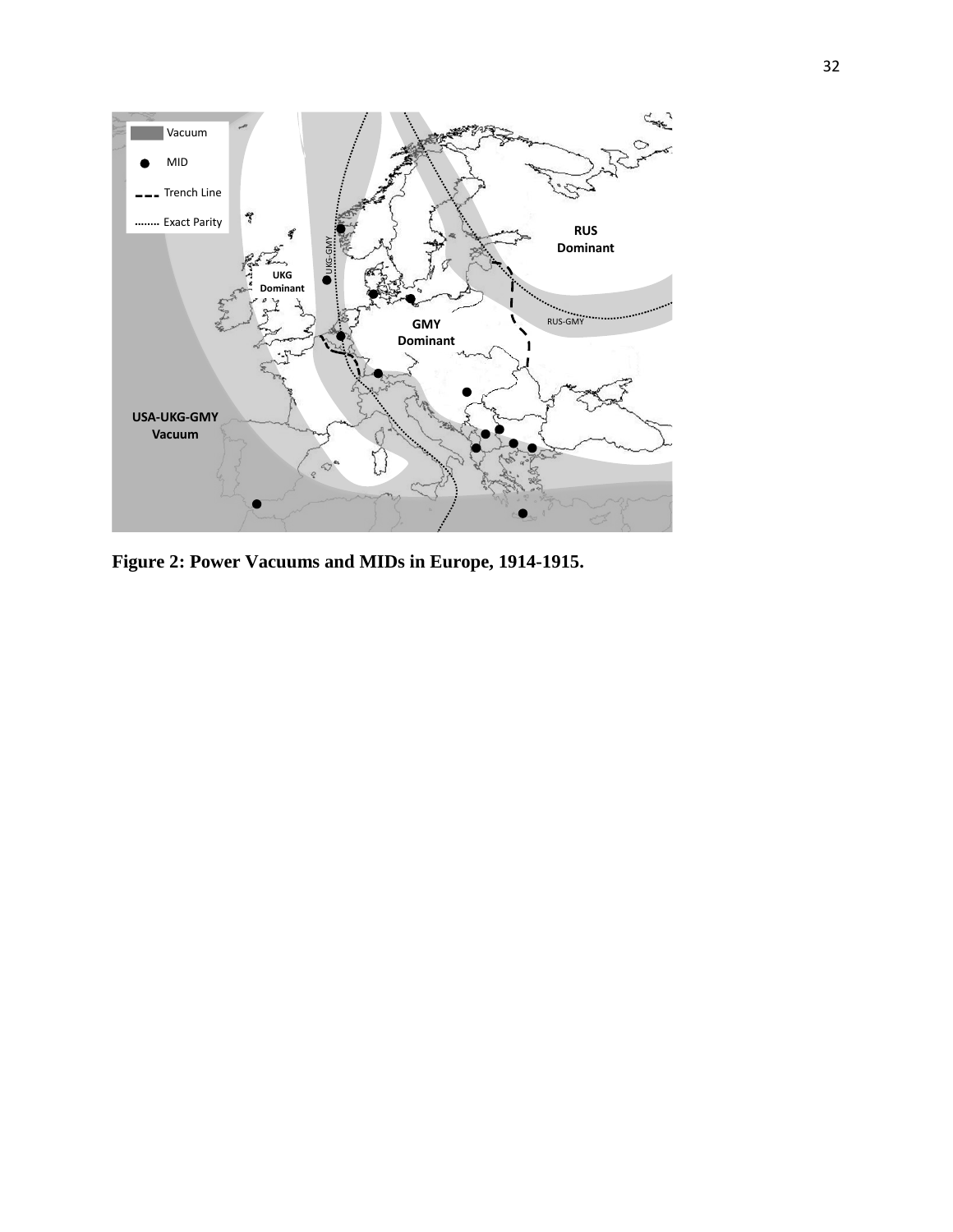**Figure 2: Power Vacuums and MIDs in Europe, 1914-1915.**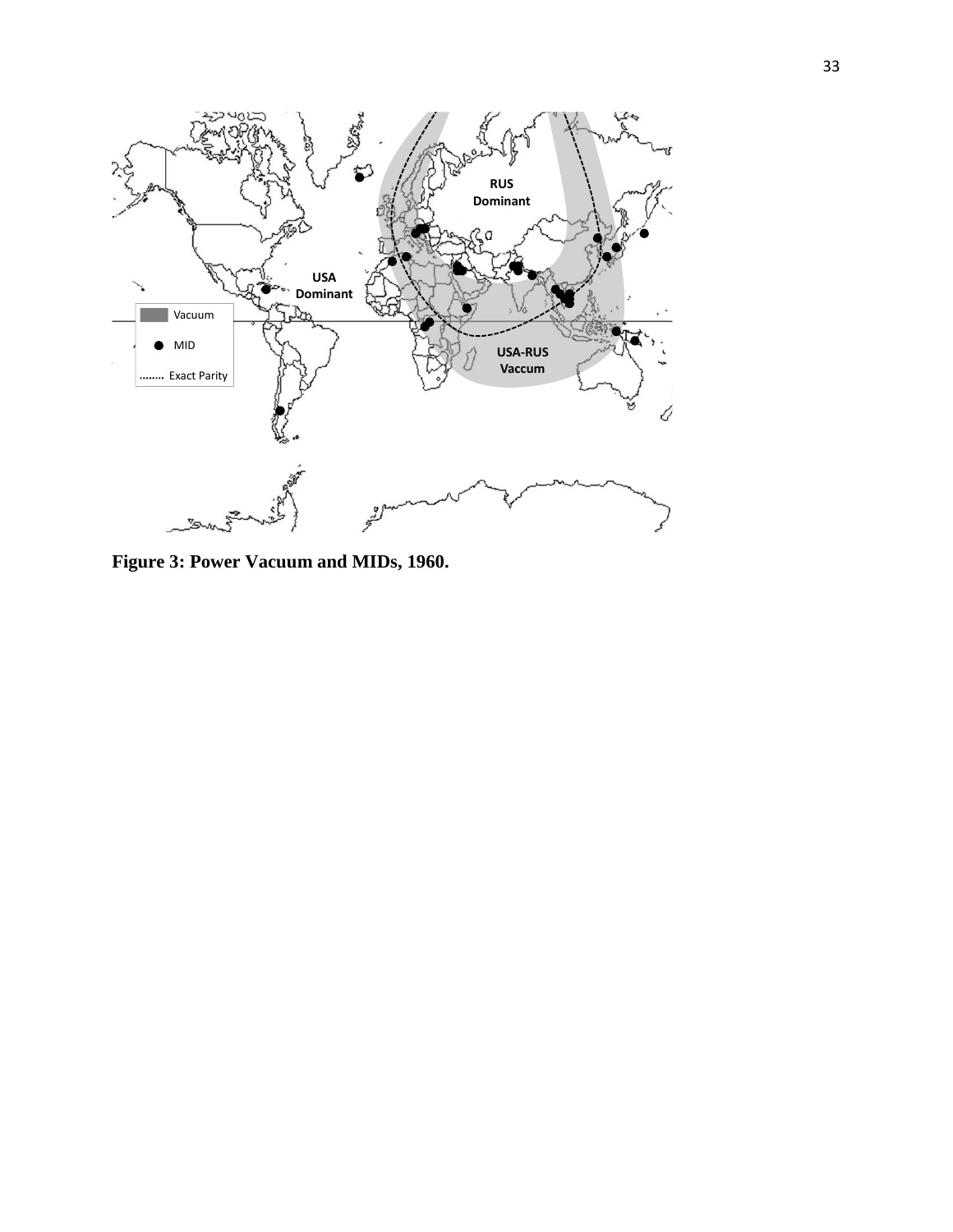**Figure 3: Power Vacuum and MIDs, 1960.**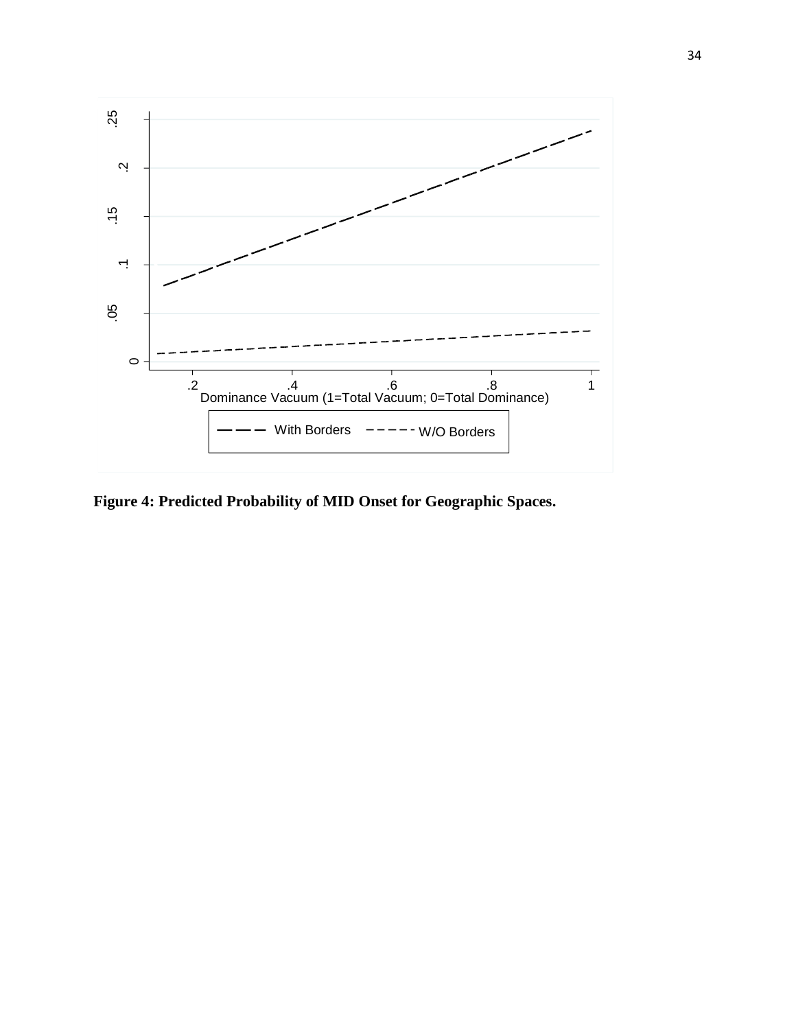**Figure 4: Predicted Probability of MID Onset for Geographic Spaces.**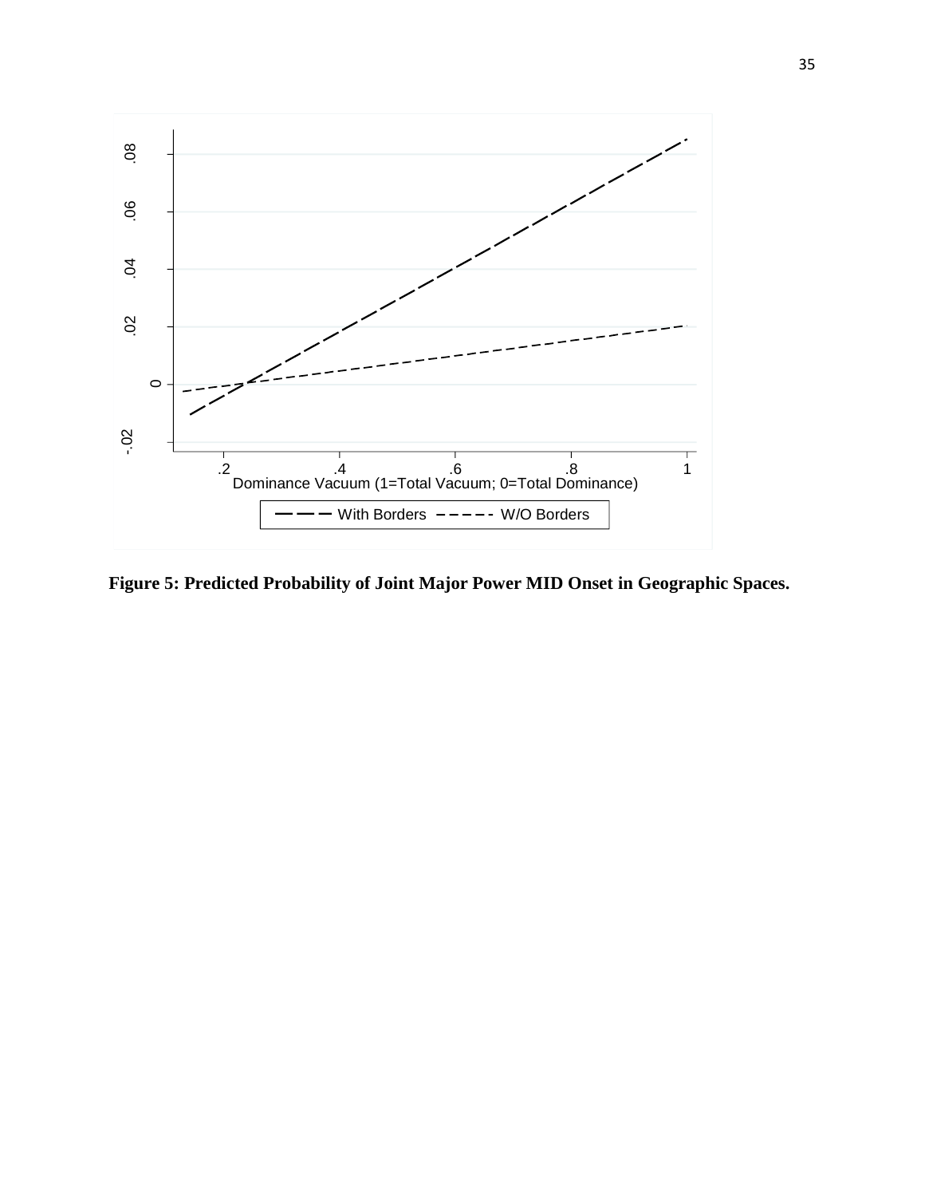**Figure 5: Predicted Probability of Joint Major Power MID Onset in Geographic Spaces.**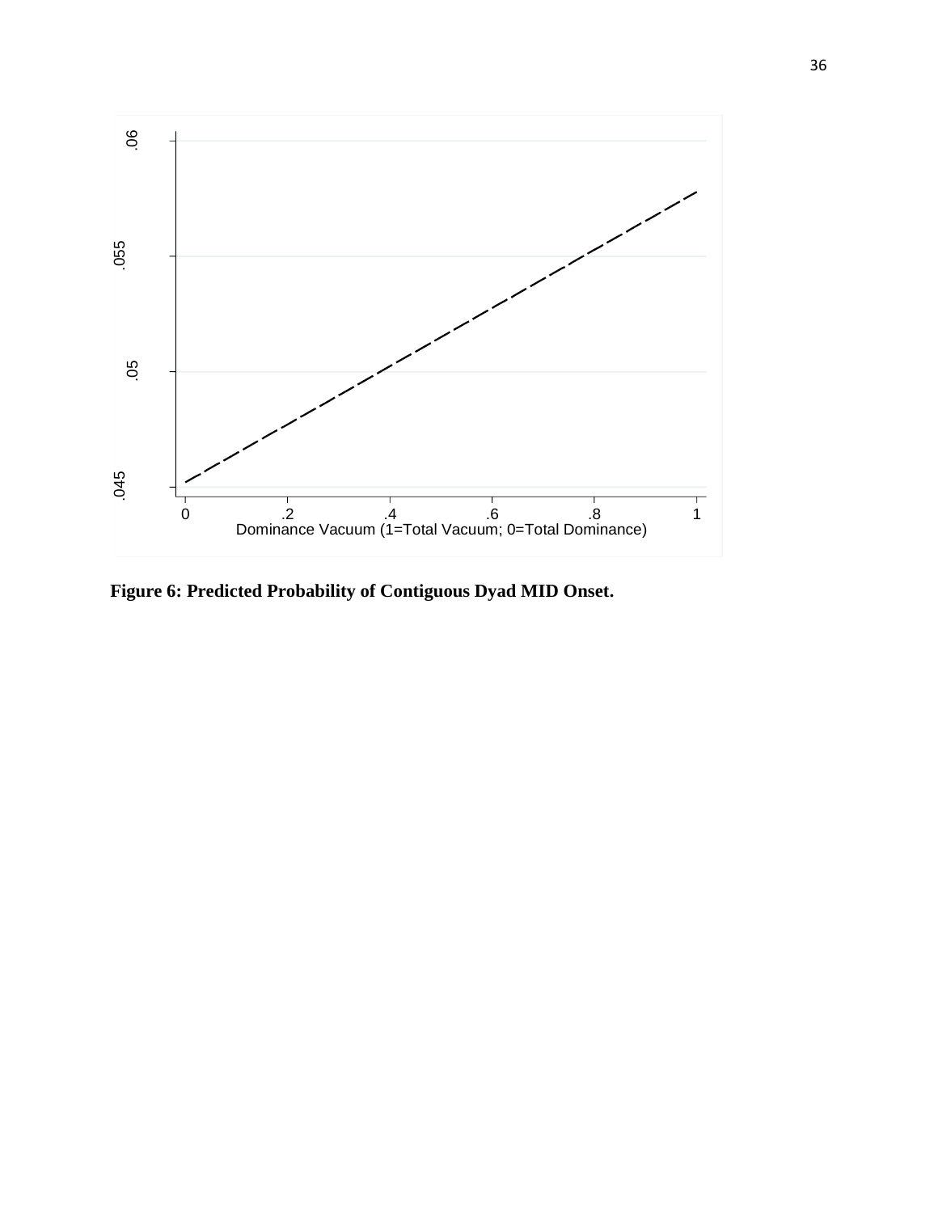.06

.055

.05

.045

0 .2 .4 .6 .8 1

Dominance Vacuum (1=Total Vacuum; 0=Total Dominance)

**Figure 6: Predicted Probability of Contiguous Dyad MID Onset.**